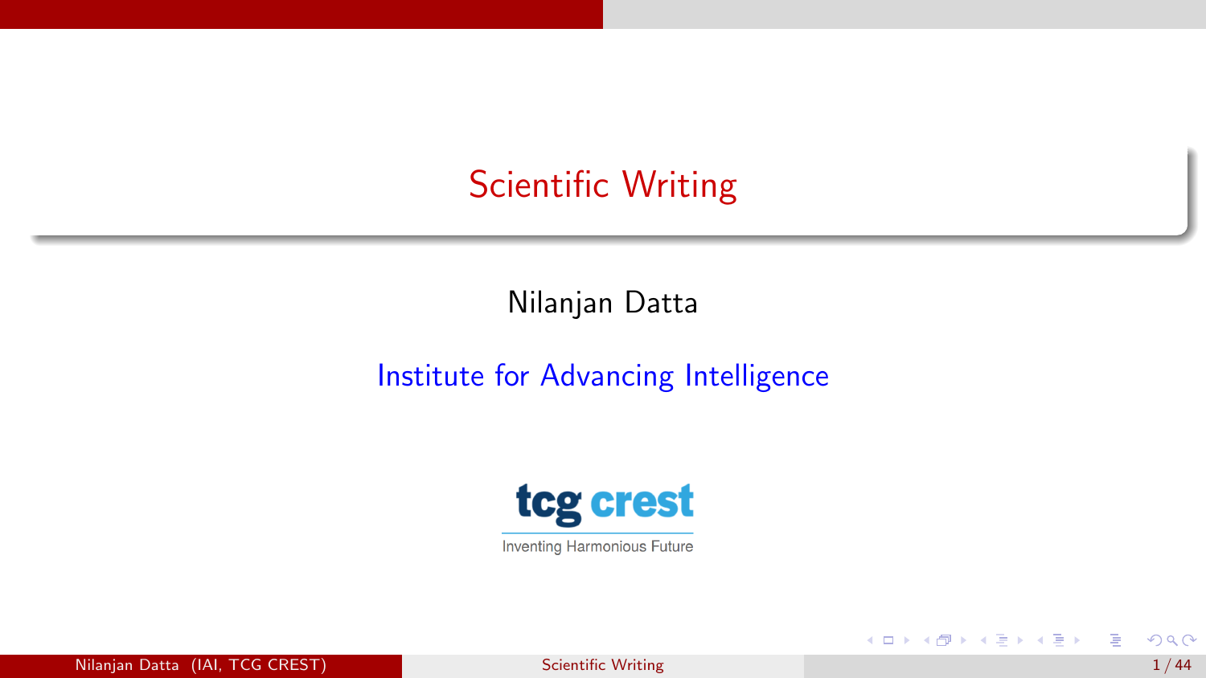# Scientific Writing

Nilanjan Datta

Institute for Advancing Intelligence

tcg crest

Inventing Harmonious Future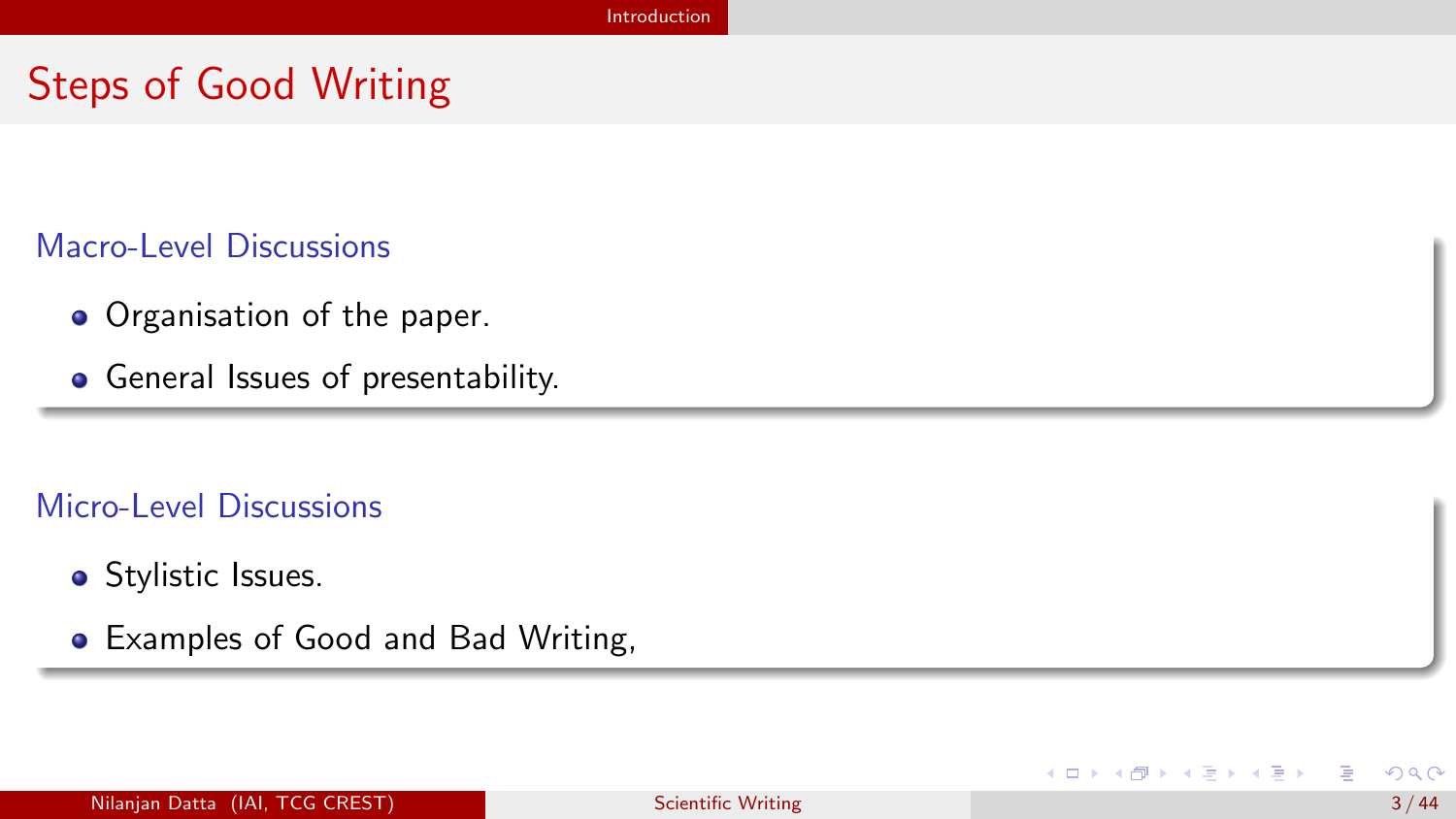# Steps of Good Writing

### Macro-Level Discussions

- Organisation of the paper.
- General Issues of presentability.

### Micro-Level Discussions

- Stylistic Issues.
- Examples of Good and Bad Writing,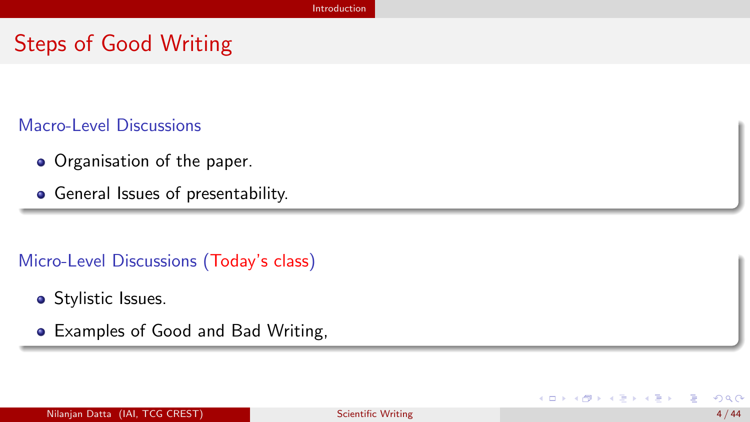# Steps of Good Writing

### Macro-Level Discussions

- Organisation of the paper.
- General Issues of presentability.

### Micro-Level Discussions (Today's class)

- Stylistic Issues.
- Examples of Good and Bad Writing,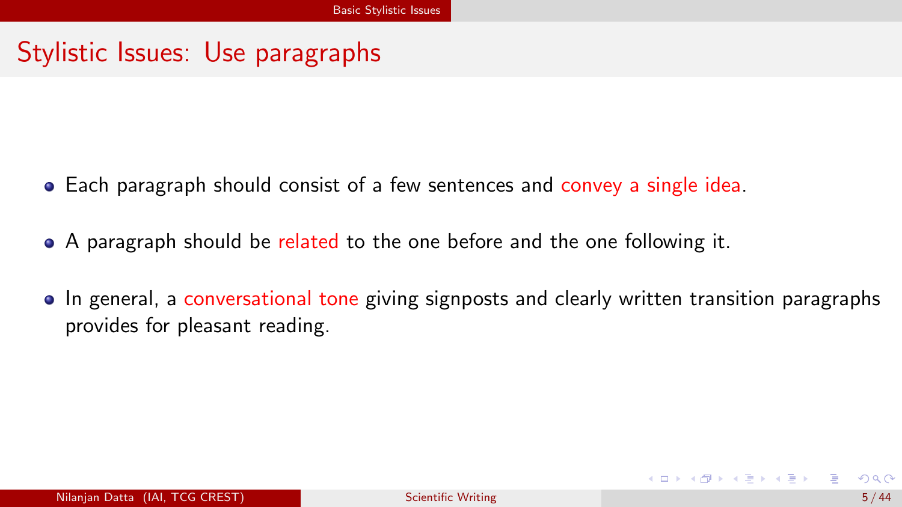## Stylistic Issues: Use paragraphs

- Each paragraph should consist of a few sentences and convey a single idea.
- A paragraph should be related to the one before and the one following it.
- In general, a conversational tone giving signposts and clearly written transition paragraphs provides for pleasant reading.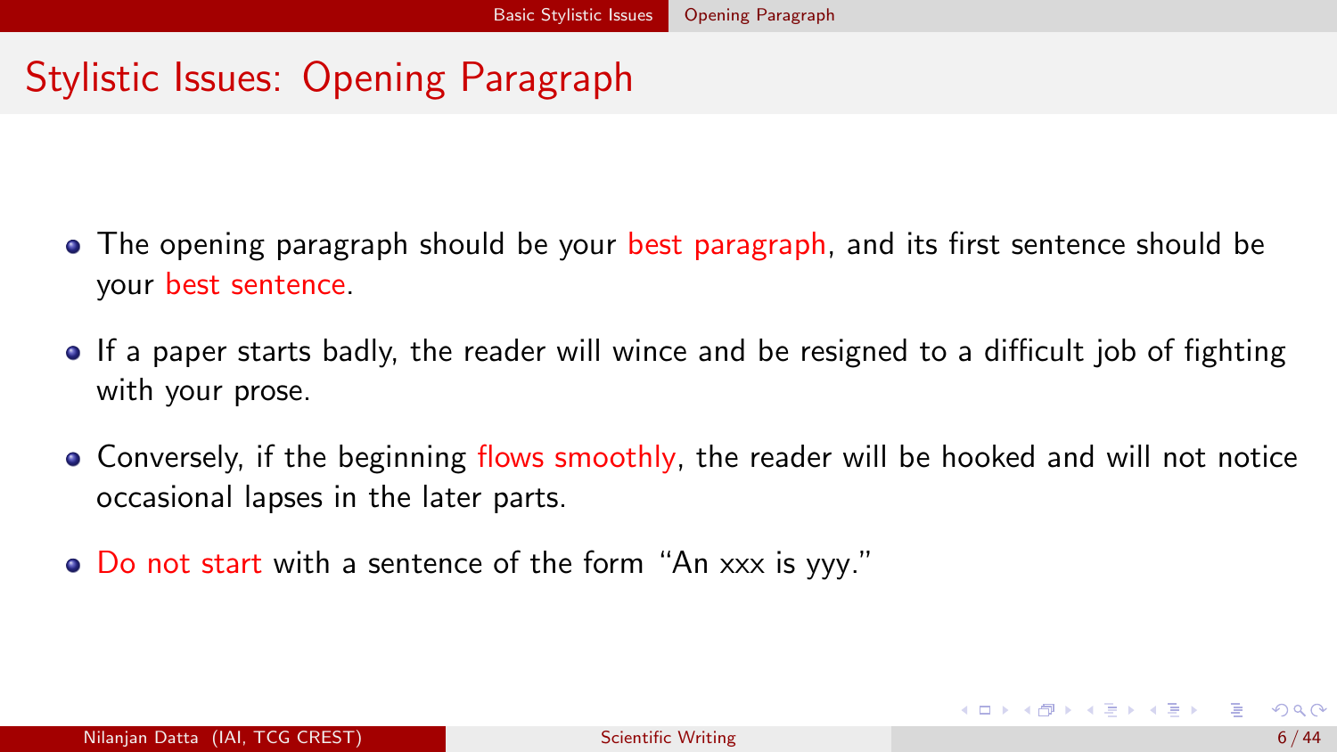# Stylistic Issues: Opening Paragraph

- The opening paragraph should be your best paragraph, and its first sentence should be your best sentence.
- If a paper starts badly, the reader will wince and be resigned to a difficult job of fighting with your prose.
- Conversely, if the beginning flows smoothly, the reader will be hooked and will not notice occasional lapses in the later parts.
- Do not start with a sentence of the form "An xxx is yyy."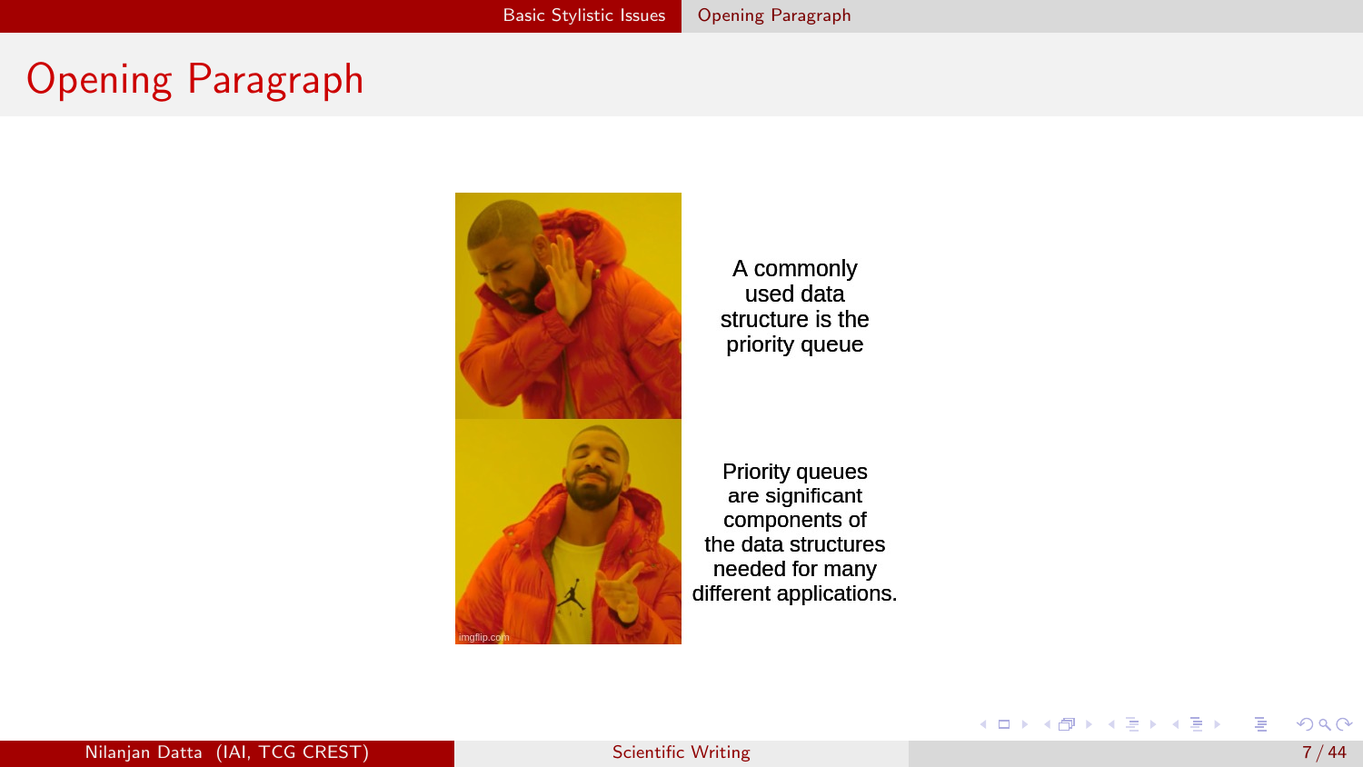# Opening Paragraph

A commonly used data structure is the priority queue

Priority queues are significant components of the data structures needed for many different applications.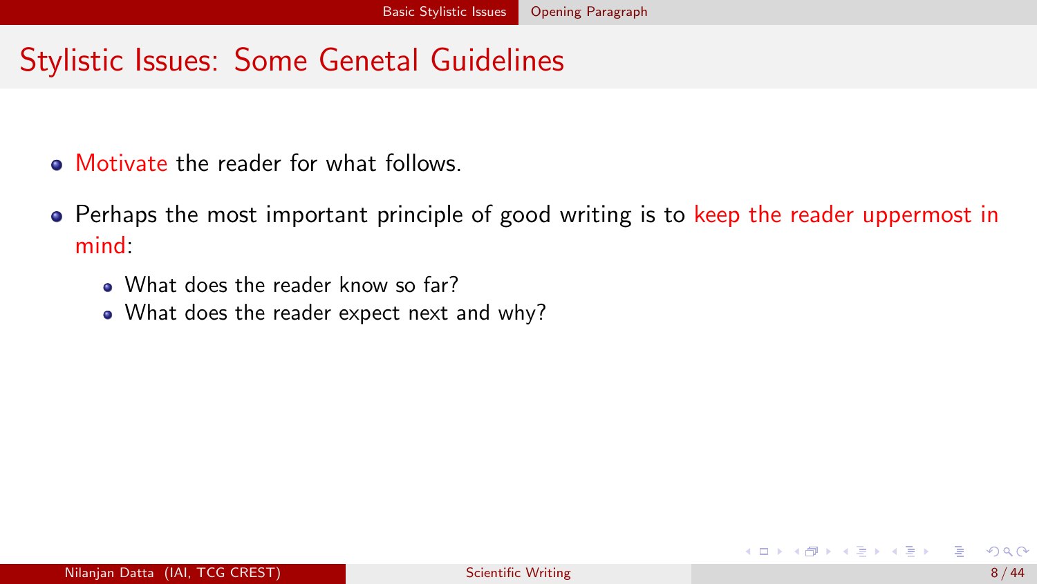# Stylistic Issues: Some Genetal Guidelines

- Motivate the reader for what follows.
- Perhaps the most important principle of good writing is to keep the reader uppermost in mind:
  - What does the reader know so far?
  - What does the reader expect next and why?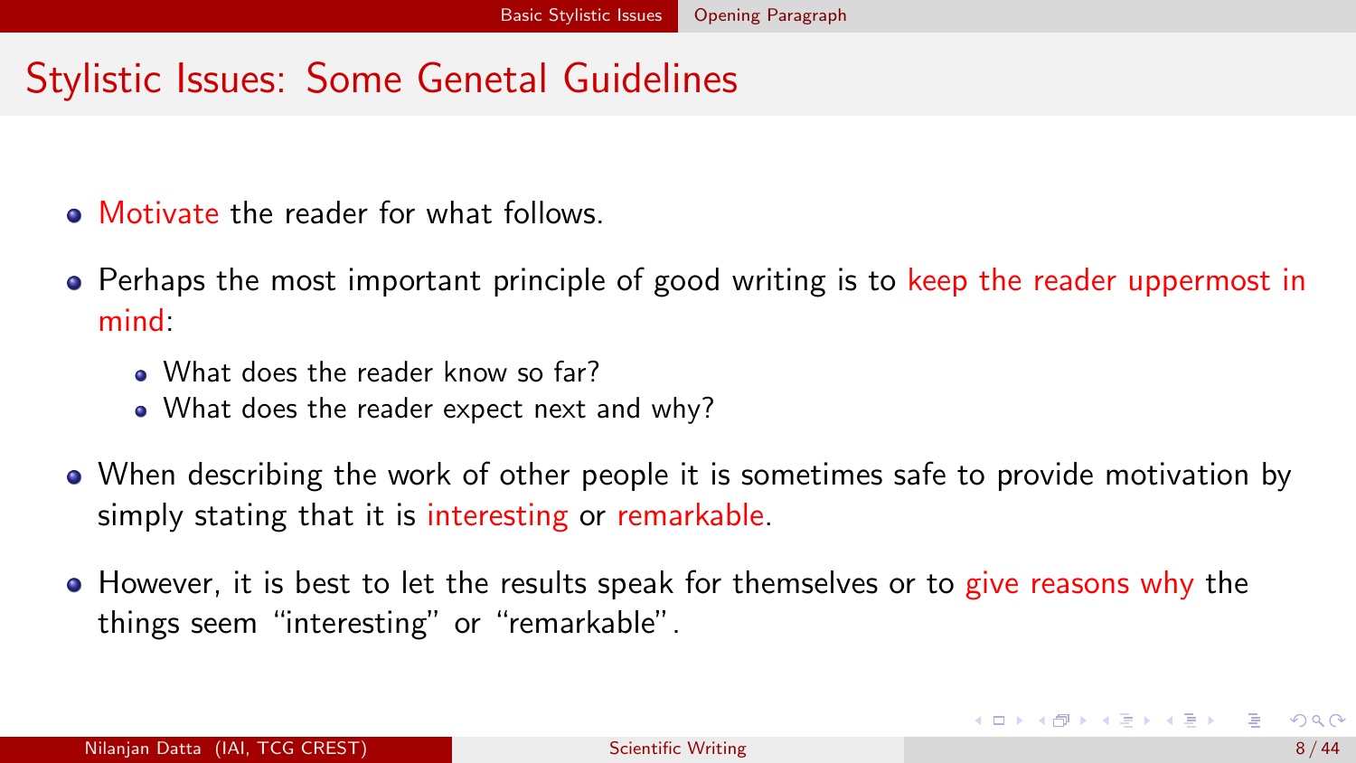# Stylistic Issues: Some Genetal Guidelines

- Motivate the reader for what follows.
- Perhaps the most important principle of good writing is to keep the reader uppermost in mind:
  - What does the reader know so far?
  - What does the reader expect next and why?
- When describing the work of other people it is sometimes safe to provide motivation by simply stating that it is interesting or remarkable.
- However, it is best to let the results speak for themselves or to give reasons why the things seem "interesting" or "remarkable".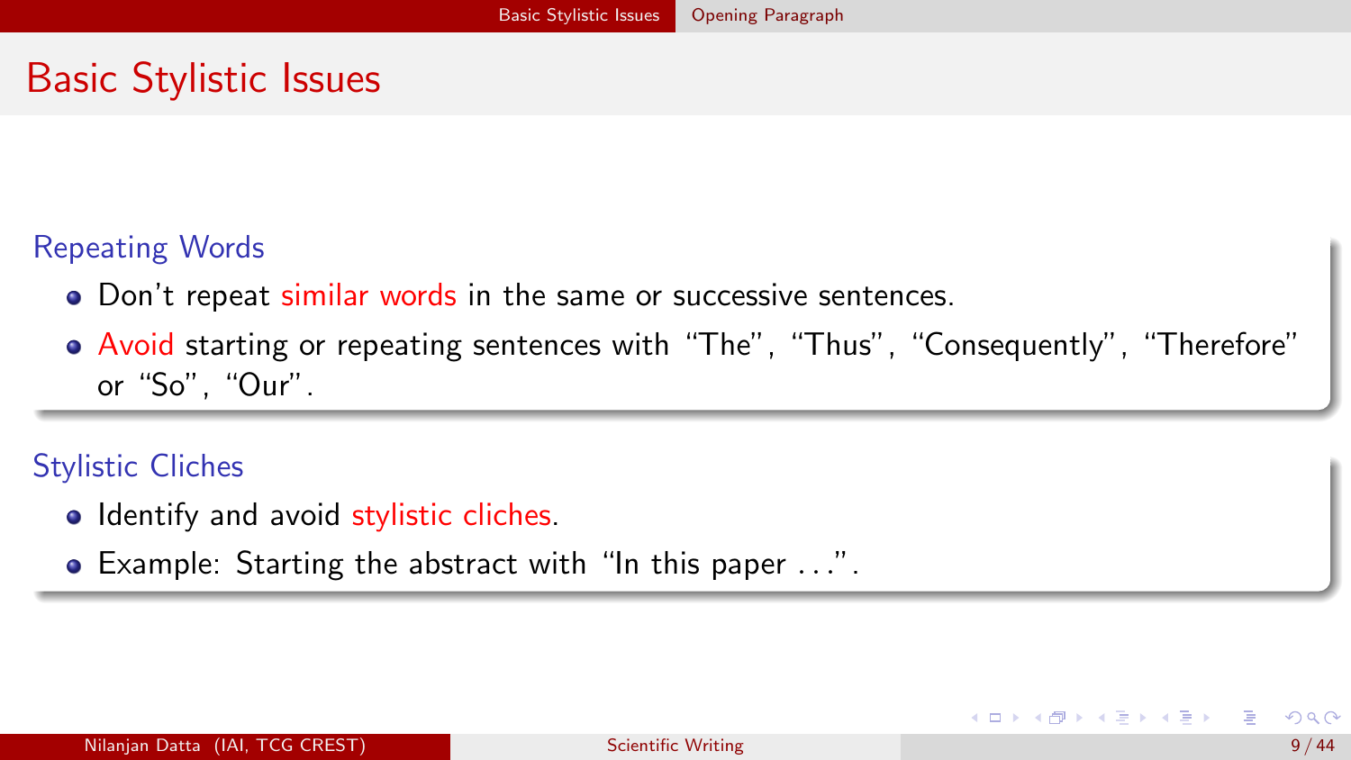# Basic Stylistic Issues

## Repeating Words

- Don't repeat similar words in the same or successive sentences.
- Avoid starting or repeating sentences with "The", "Thus", "Consequently", "Therefore" or "So", "Our".

## Stylistic Cliches

- Identify and avoid stylistic cliches.
- Example: Starting the abstract with "In this paper ...".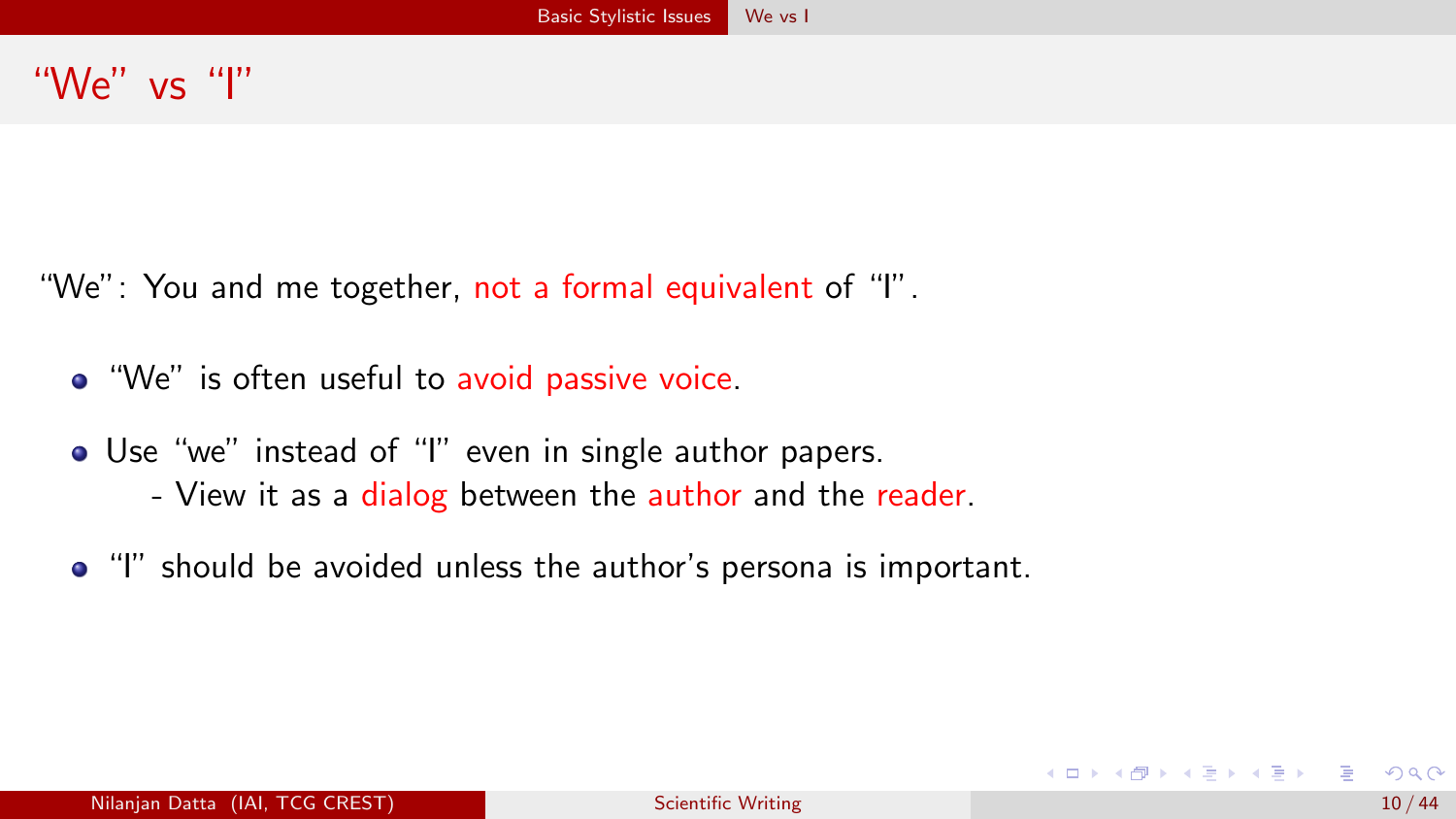# "We" vs "I"

"We": You and me together, not a formal equivalent of "I".

- "We" is often useful to avoid passive voice.
- Use "we" instead of "I" even in single author papers.
  - View it as a dialog between the author and the reader.
- "I" should be avoided unless the author's persona is important.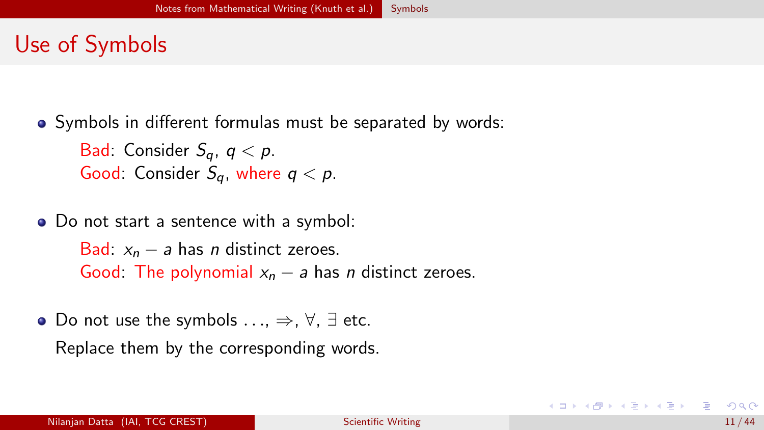# Use of Symbols

- Symbols in different formulas must be separated by words:

  Bad: Consider $S_q$, $q < p$.
  Good: Consider $S_q$, where $q < p$.

- Do not start a sentence with a symbol:

  Bad: $x_n - a$ has $n$ distinct zeroes.
  Good: The polynomial $x_n - a$ has $n$ distinct zeroes.

- Do not use the symbols $\ldots$, $\Rightarrow$, $\forall$, $\exists$ etc.

  Replace them by the corresponding words.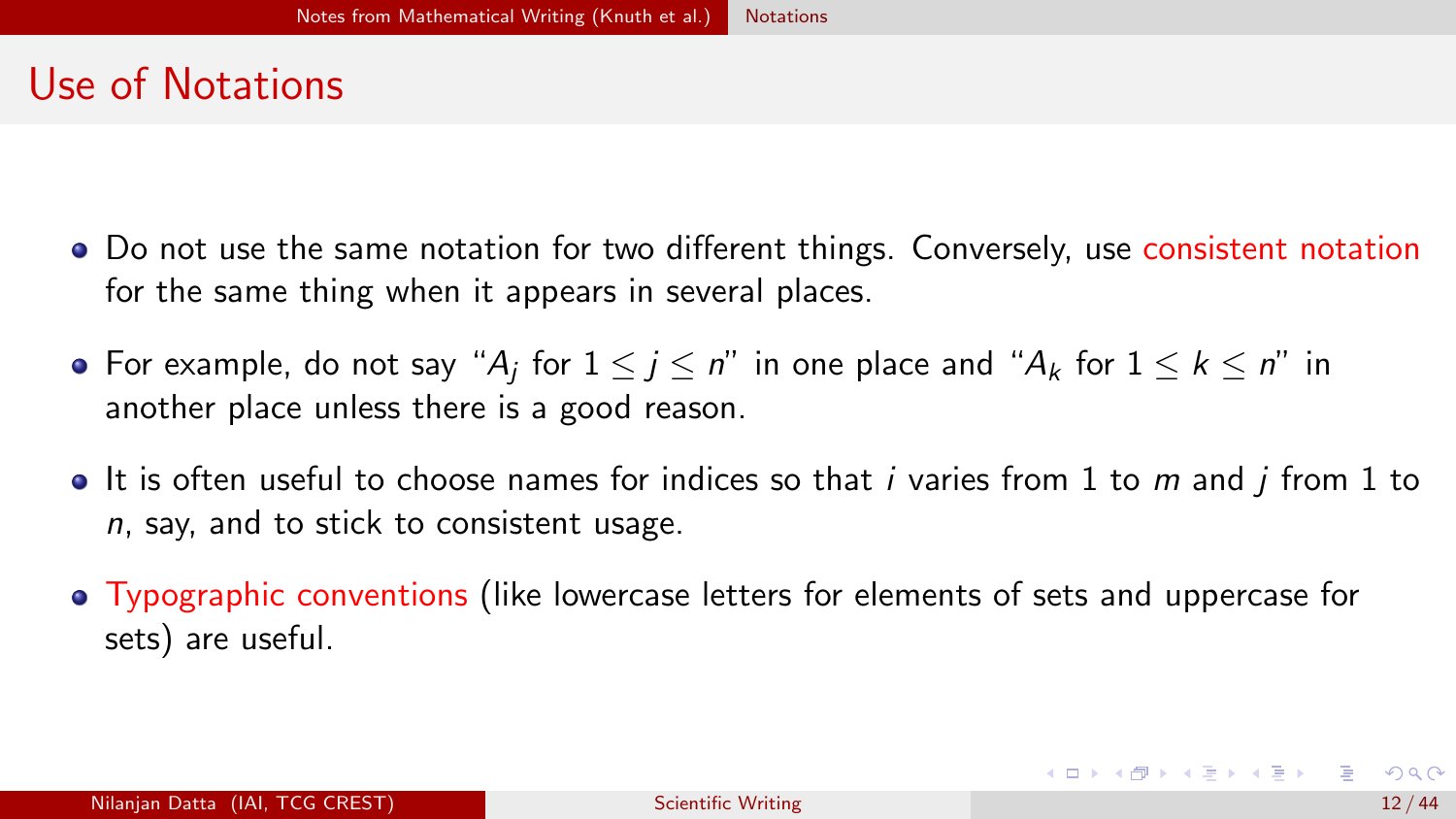# Use of Notations

- Do not use the same notation for two different things. Conversely, use consistent notation for the same thing when it appears in several places.
- For example, do not say "$A_j$ for $1 \leq j \leq n$" in one place and "$A_k$ for $1 \leq k \leq n$" in another place unless there is a good reason.
- It is often useful to choose names for indices so that $i$ varies from 1 to $m$ and $j$ from 1 to $n$, say, and to stick to consistent usage.
- Typographic conventions (like lowercase letters for elements of sets and uppercase for sets) are useful.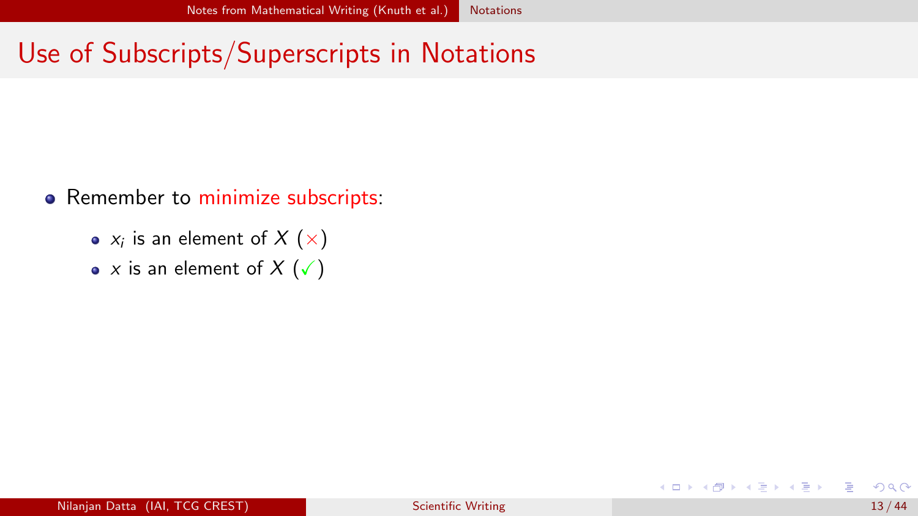# Use of Subscripts/Superscripts in Notations

- Remember to minimize subscripts:
  - $x_i$ is an element of $X$ ($\times$)
  - $x$ is an element of $X$ ($\checkmark$)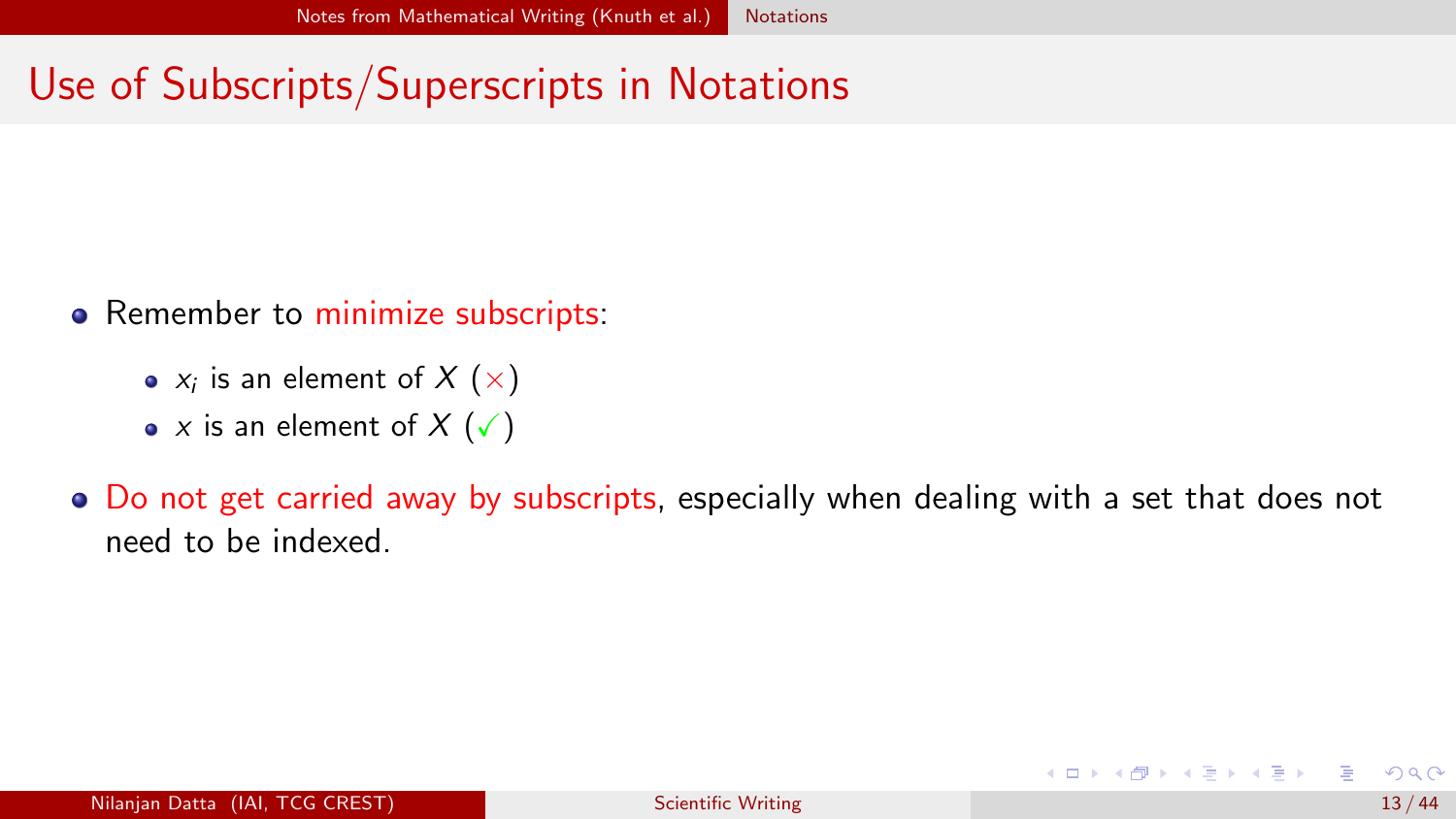# Use of Subscripts/Superscripts in Notations

- Remember to minimize subscripts:
  - $x_i$ is an element of $X$ ($\times$)
  - $x$ is an element of $X$ ($\checkmark$)
- Do not get carried away by subscripts, especially when dealing with a set that does not need to be indexed.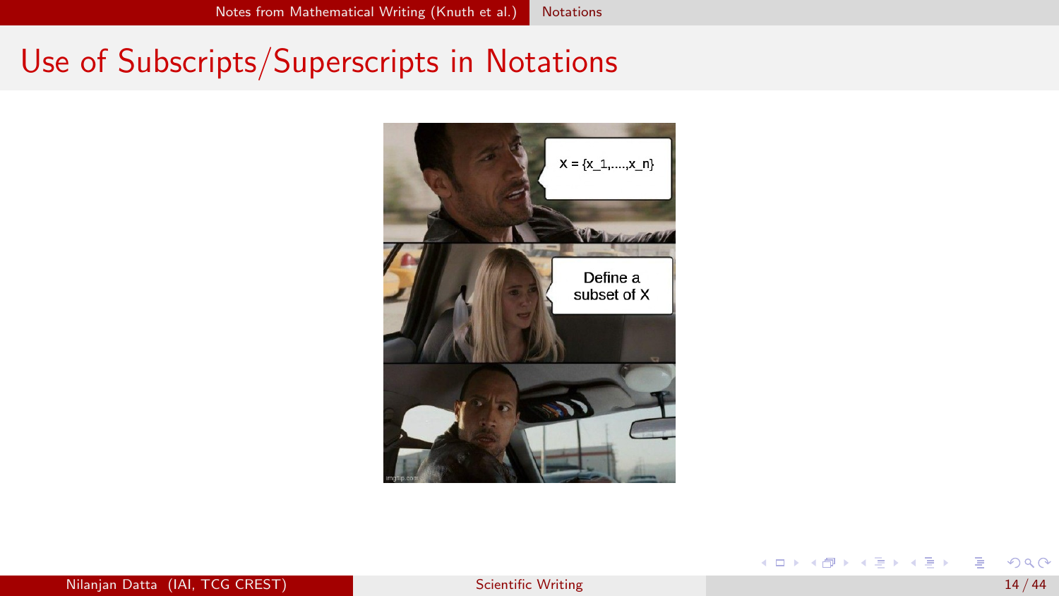# Use of Subscripts/Superscripts in Notations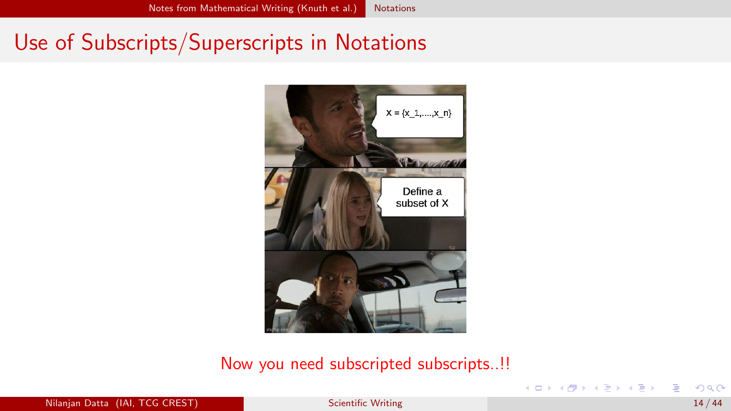## Use of Subscripts/Superscripts in Notations

Now you need subscripted subscripts..!!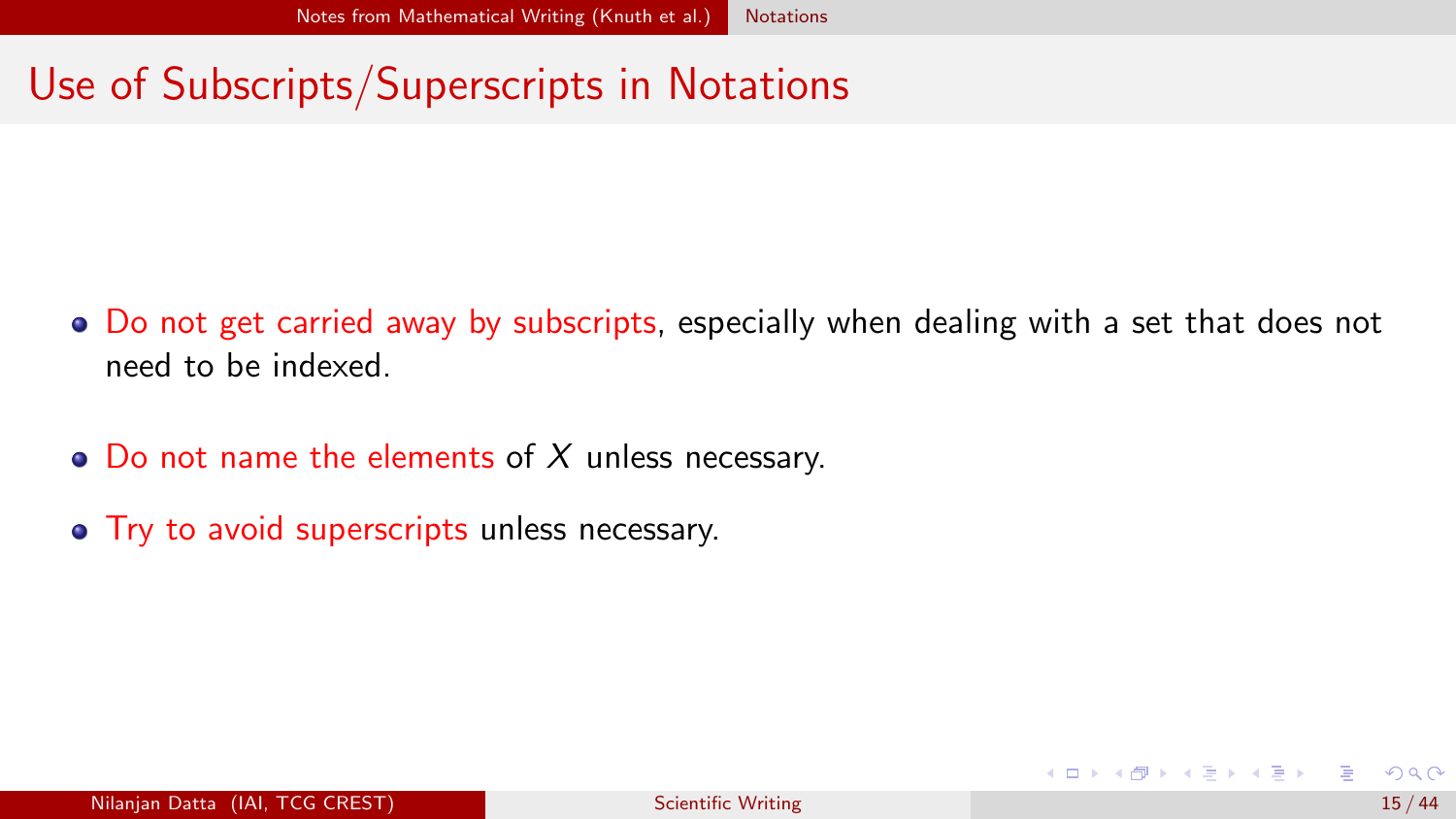# Use of Subscripts/Superscripts in Notations

- Do not get carried away by subscripts, especially when dealing with a set that does not need to be indexed.
- Do not name the elements of $X$ unless necessary.
- Try to avoid superscripts unless necessary.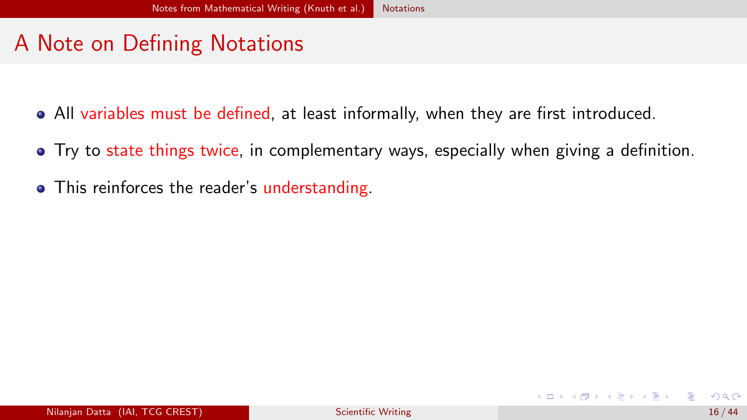## A Note on Defining Notations

- All variables must be defined, at least informally, when they are first introduced.
- Try to state things twice, in complementary ways, especially when giving a definition.
- This reinforces the reader's understanding.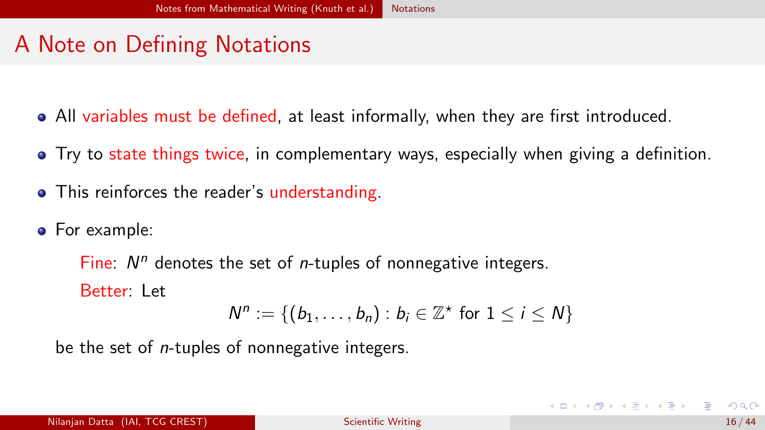# A Note on Defining Notations

- All variables must be defined, at least informally, when they are first introduced.
- Try to state things twice, in complementary ways, especially when giving a definition.
- This reinforces the reader's understanding.
- For example:

  Fine: $N^n$ denotes the set of $n$-tuples of nonnegative integers.

  Better: Let

$$N^n := \{(b_1, \ldots, b_n) : b_i \in \mathbb{Z}^\star \text{ for } 1 \leq i \leq N\}$$

be the set of $n$-tuples of nonnegative integers.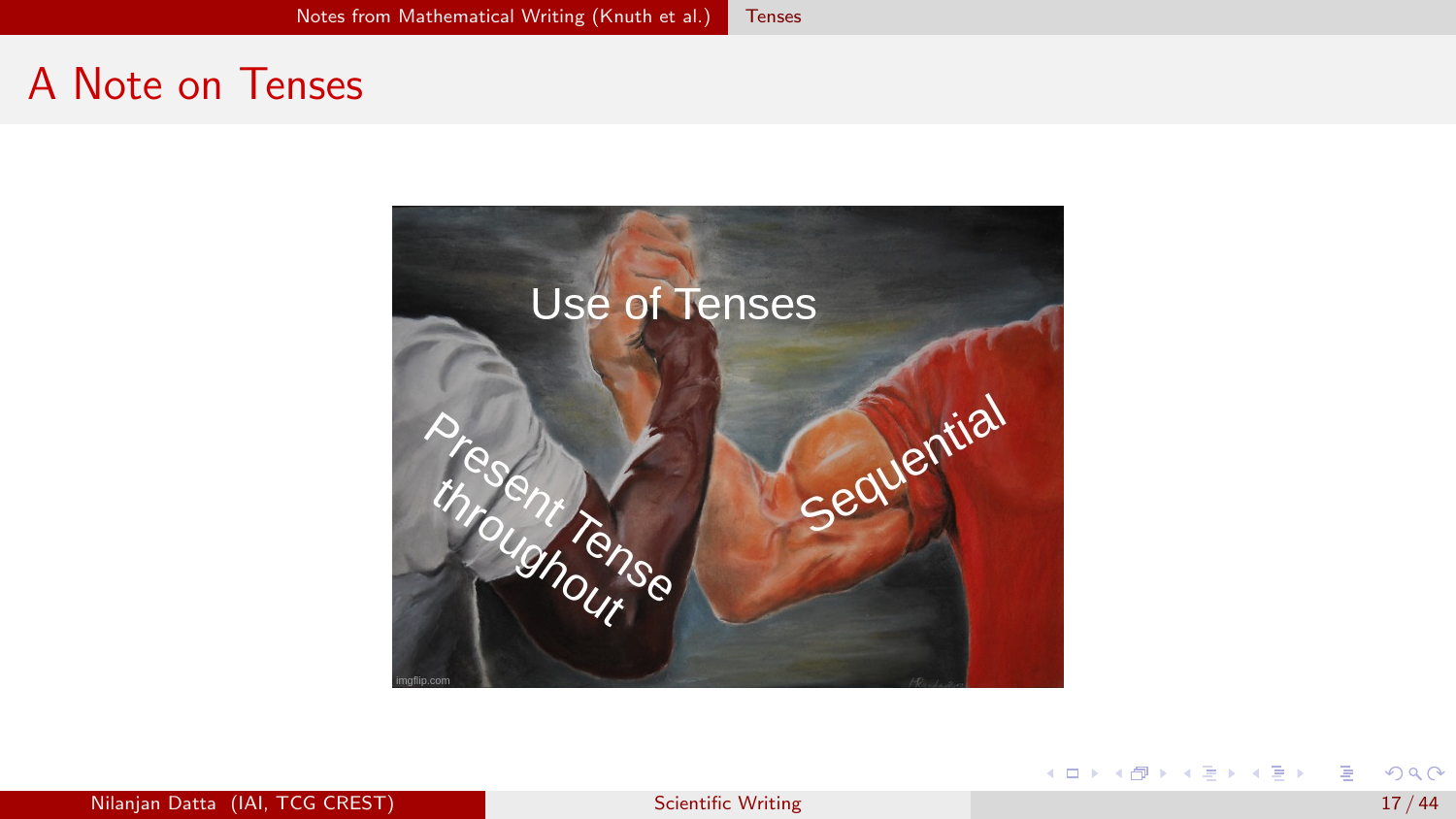# A Note on Tenses

Use of Tenses

Present Tense throughout

Sequential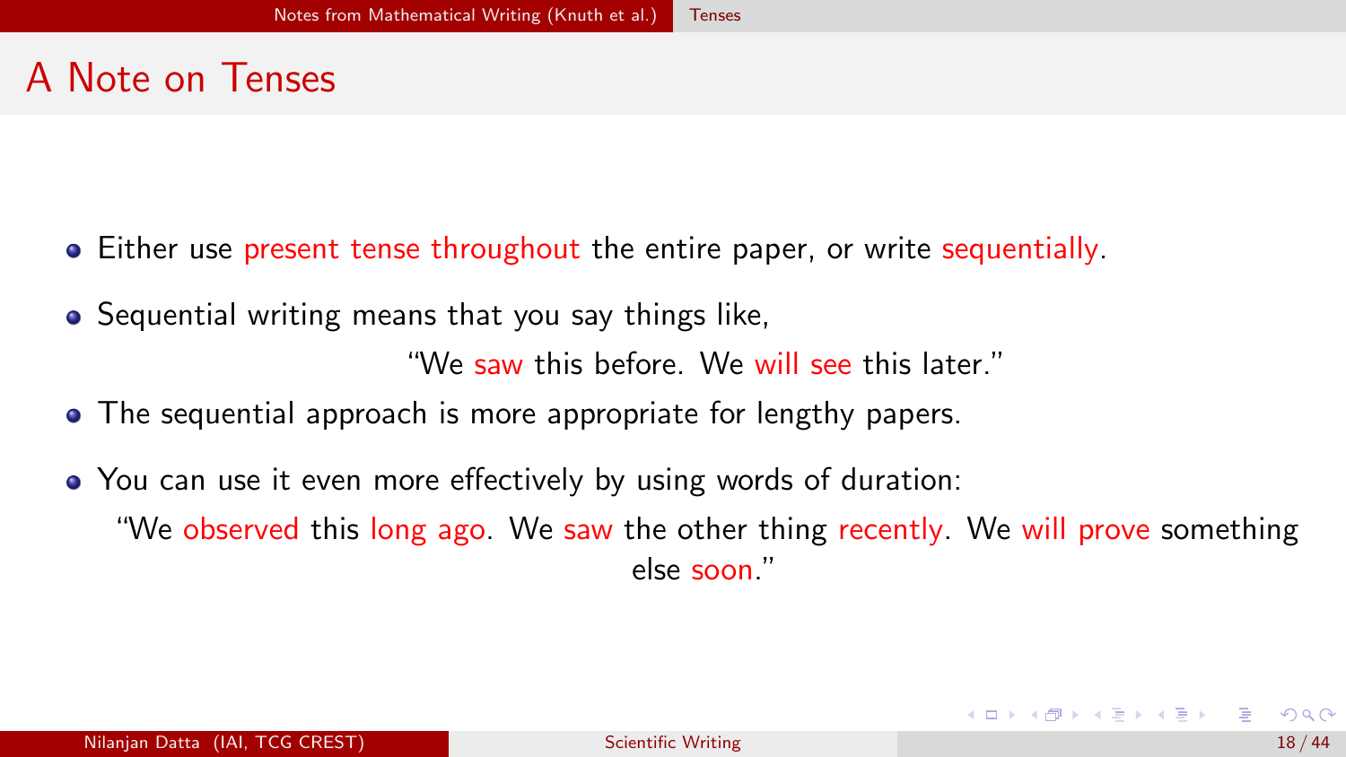# A Note on Tenses

- Either use present tense throughout the entire paper, or write sequentially.
- Sequential writing means that you say things like,

  "We saw this before. We will see this later."

- The sequential approach is more appropriate for lengthy papers.
- You can use it even more effectively by using words of duration:

  "We observed this long ago. We saw the other thing recently. We will prove something else soon."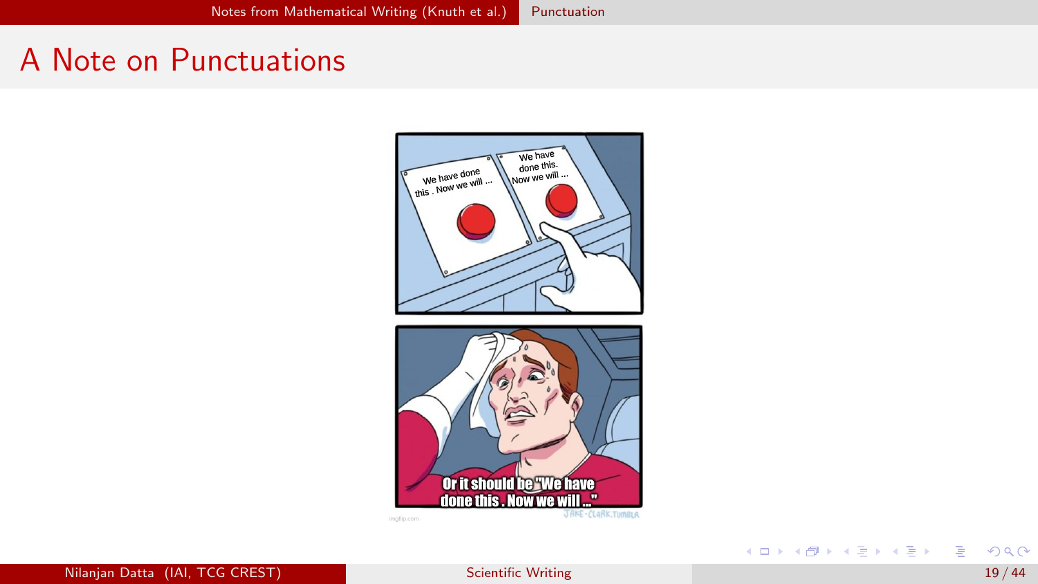# A Note on Punctuations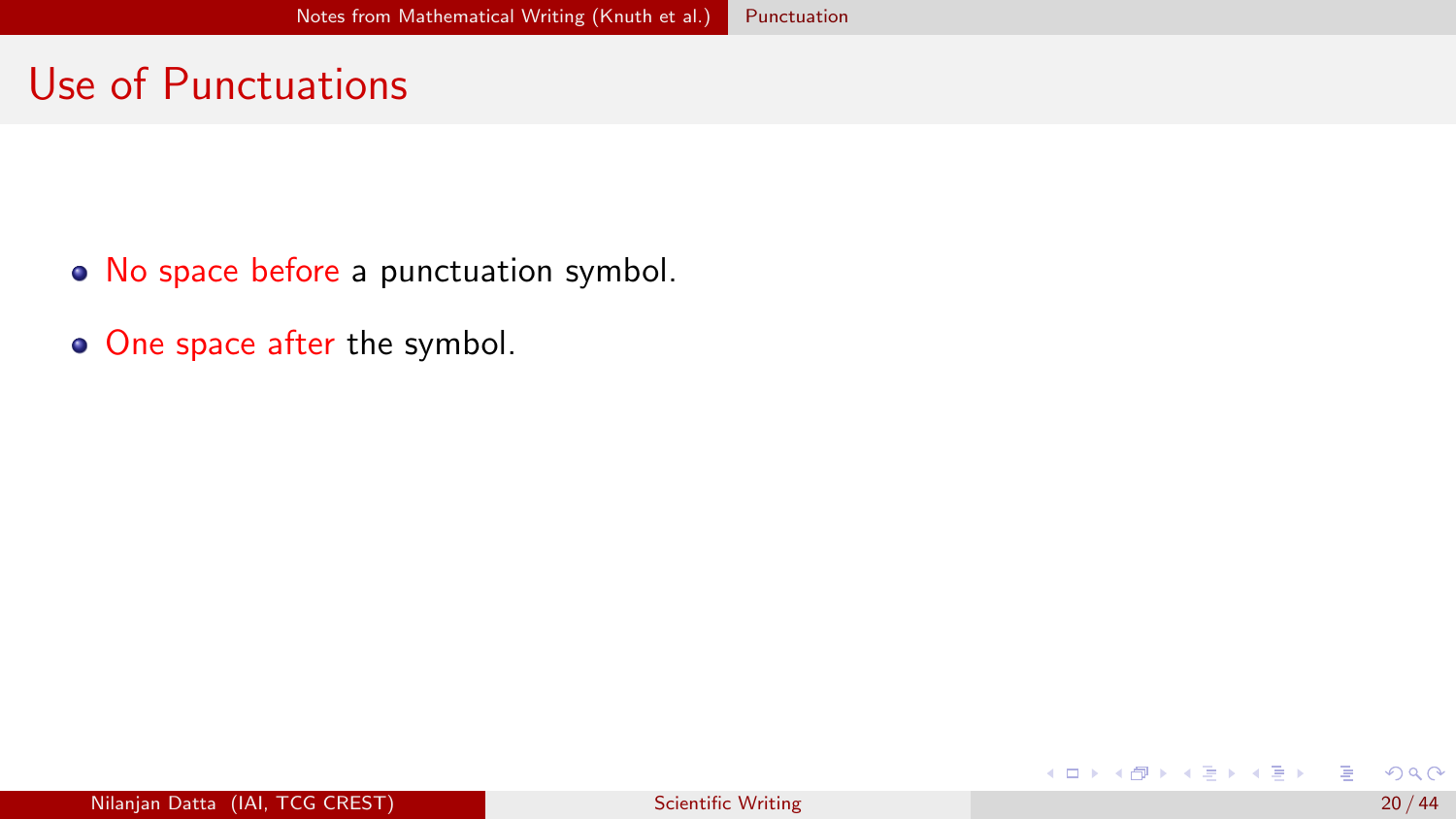## Use of Punctuations

- No space before a punctuation symbol.
- One space after the symbol.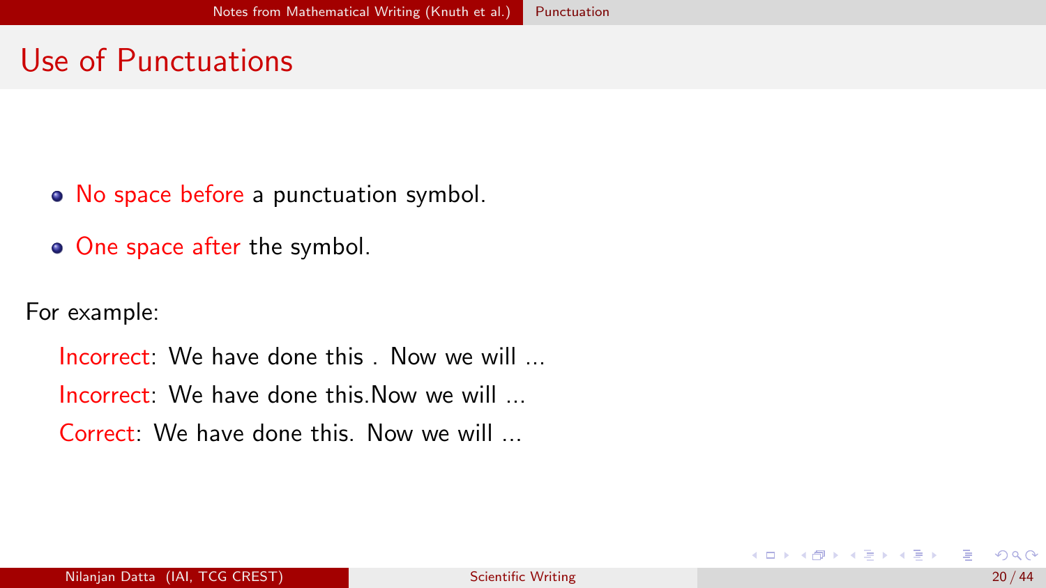# Use of Punctuations

- No space before a punctuation symbol.
- One space after the symbol.

For example:

Incorrect: We have done this . Now we will ...

Incorrect: We have done this.Now we will ...

Correct: We have done this. Now we will ...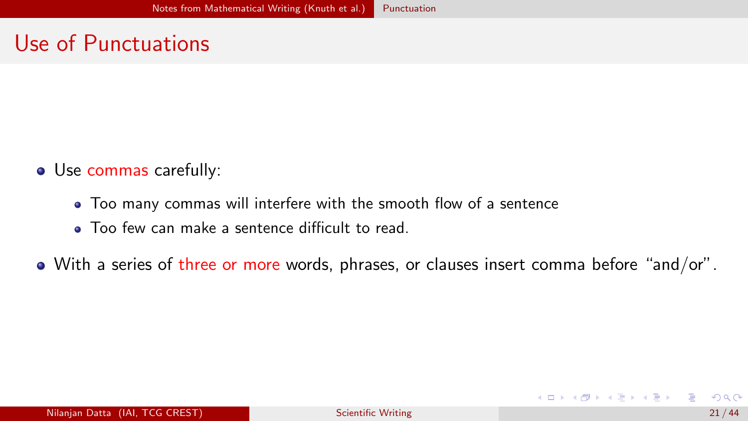## Use of Punctuations

- Use commas carefully:
  - Too many commas will interfere with the smooth flow of a sentence
  - Too few can make a sentence difficult to read.
- With a series of three or more words, phrases, or clauses insert comma before "and/or".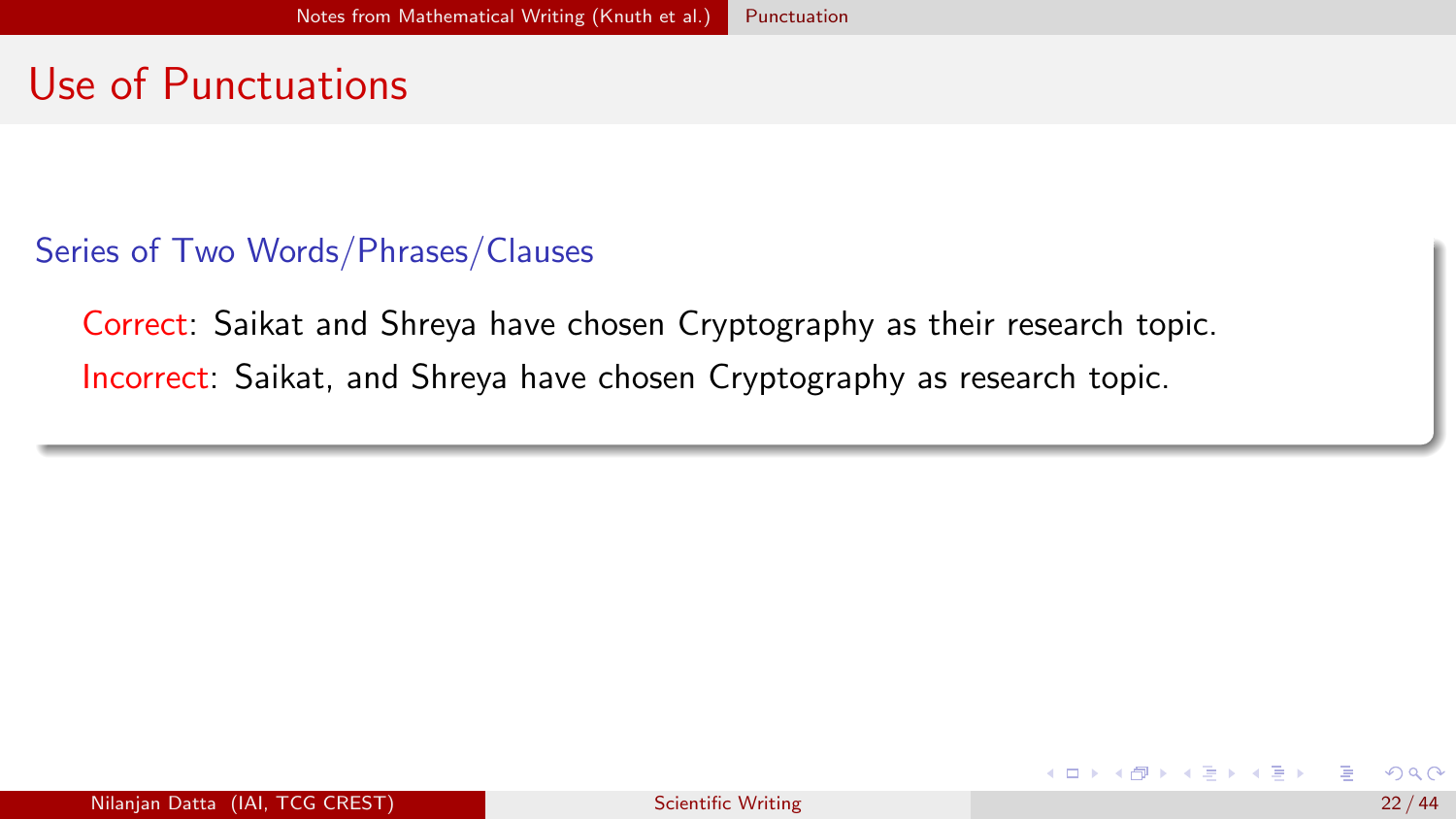# Use of Punctuations

### Series of Two Words/Phrases/Clauses

Correct: Saikat and Shreya have chosen Cryptography as their research topic.

Incorrect: Saikat, and Shreya have chosen Cryptography as research topic.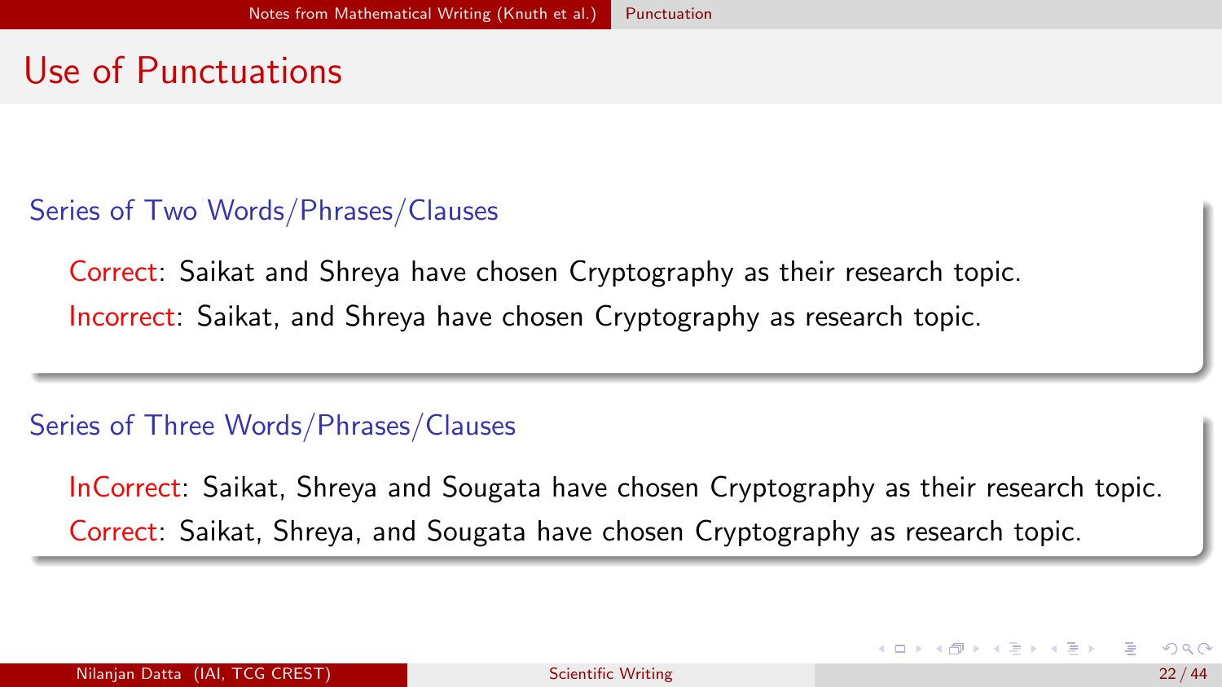# Use of Punctuations

### Series of Two Words/Phrases/Clauses

Correct: Saikat and Shreya have chosen Cryptography as their research topic.

Incorrect: Saikat, and Shreya have chosen Cryptography as research topic.

### Series of Three Words/Phrases/Clauses

InCorrect: Saikat, Shreya and Sougata have chosen Cryptography as their research topic.

Correct: Saikat, Shreya, and Sougata have chosen Cryptography as research topic.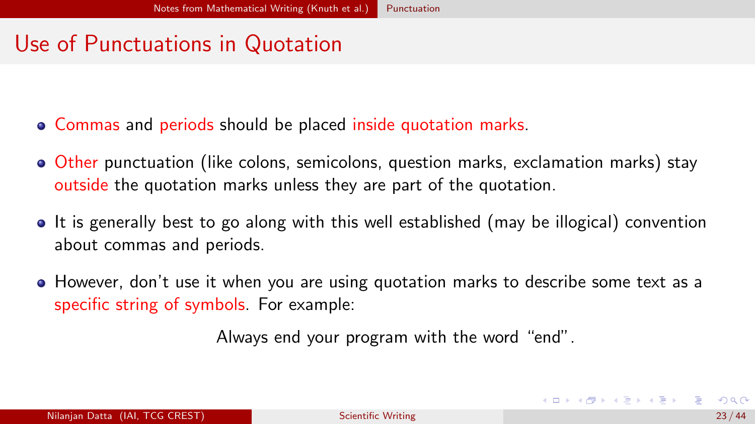# Use of Punctuations in Quotation

- Commas and periods should be placed inside quotation marks.
- Other punctuation (like colons, semicolons, question marks, exclamation marks) stay outside the quotation marks unless they are part of the quotation.
- It is generally best to go along with this well established (may be illogical) convention about commas and periods.
- However, don't use it when you are using quotation marks to describe some text as a specific string of symbols. For example:

  Always end your program with the word "end".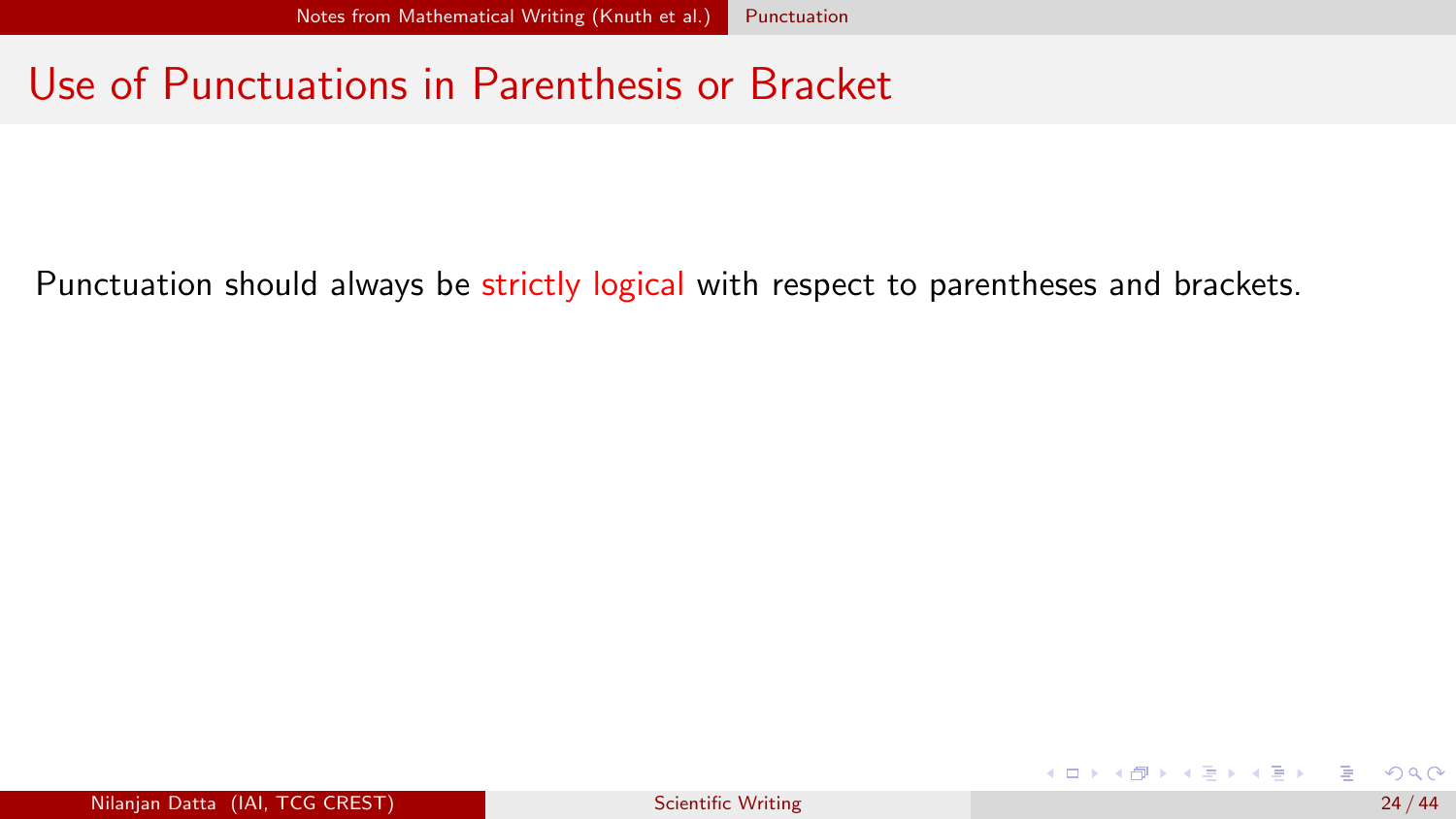# Use of Punctuations in Parenthesis or Bracket

Punctuation should always be strictly logical with respect to parentheses and brackets.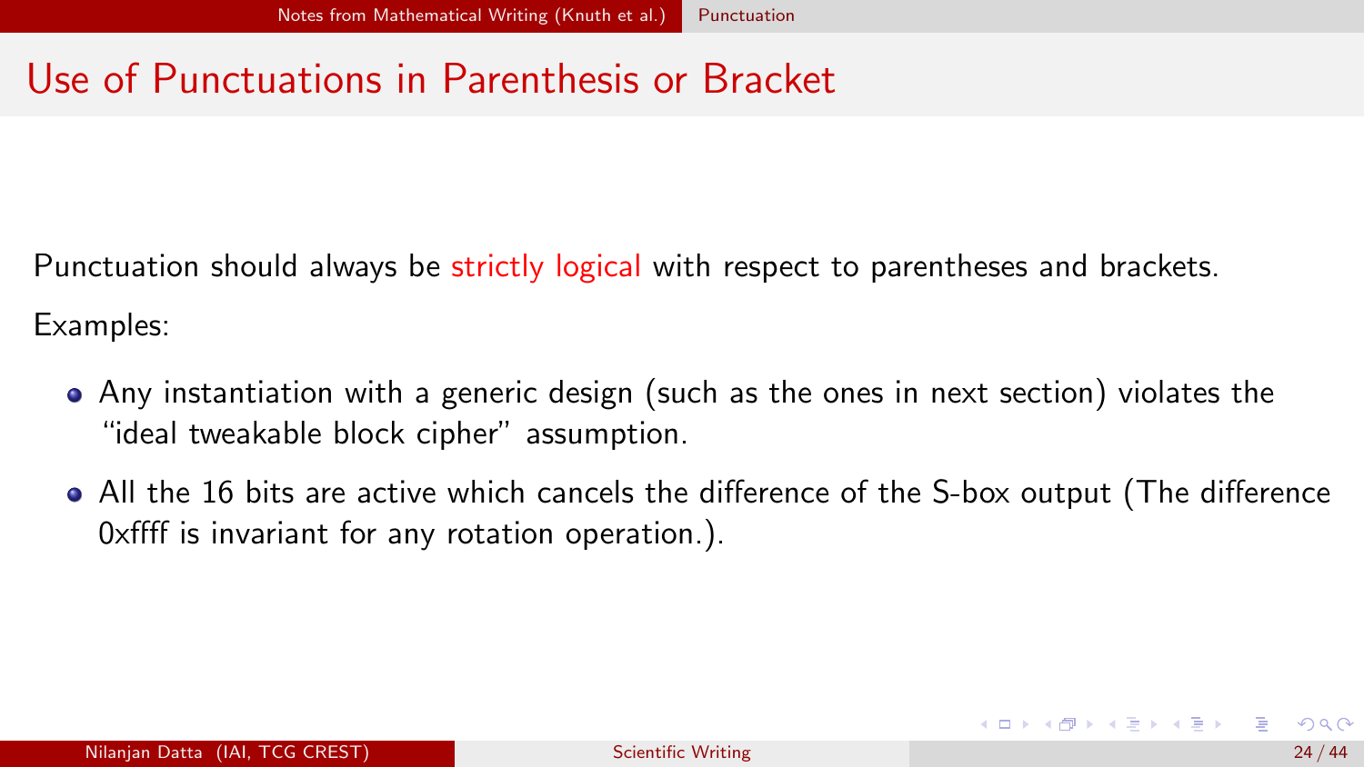## Use of Punctuations in Parenthesis or Bracket

Punctuation should always be strictly logical with respect to parentheses and brackets.

Examples:

- Any instantiation with a generic design (such as the ones in next section) violates the “ideal tweakable block cipher” assumption.
- All the 16 bits are active which cancels the difference of the S-box output (The difference 0xffff is invariant for any rotation operation.).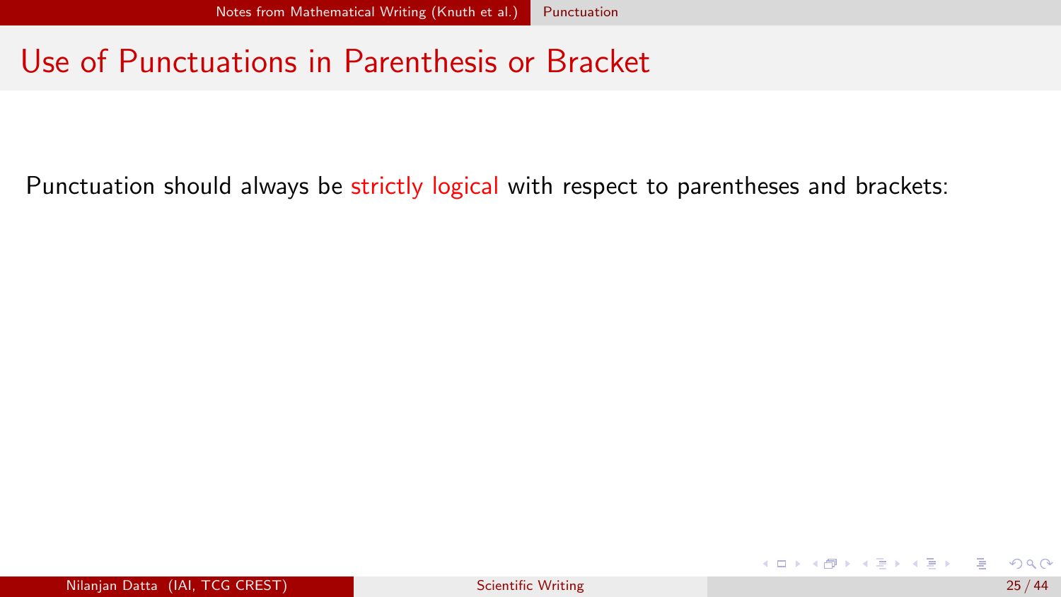# Use of Punctuations in Parenthesis or Bracket

Punctuation should always be strictly logical with respect to parentheses and brackets: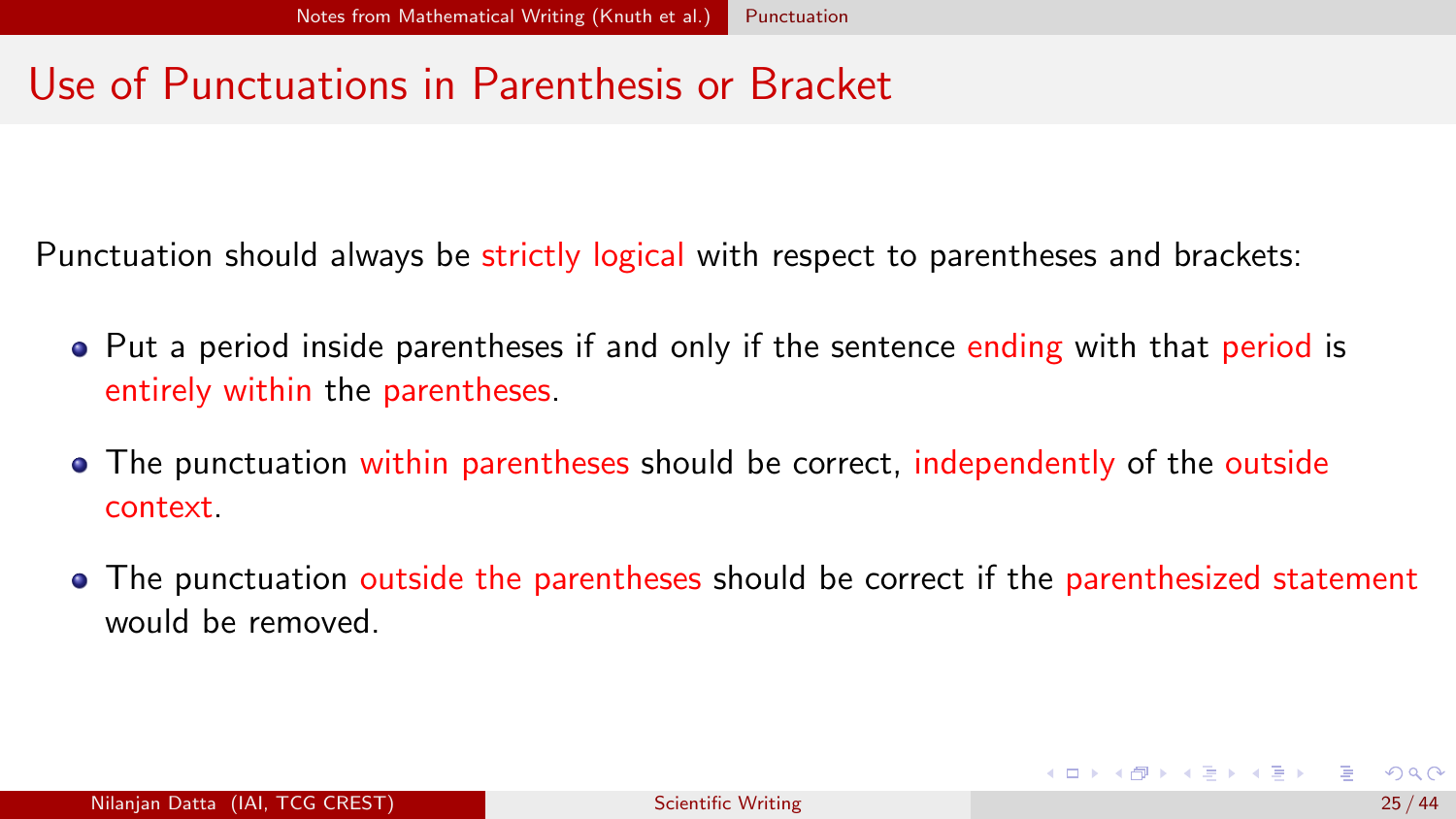# Use of Punctuations in Parenthesis or Bracket

Punctuation should always be strictly logical with respect to parentheses and brackets:

- Put a period inside parentheses if and only if the sentence ending with that period is entirely within the parentheses.
- The punctuation within parentheses should be correct, independently of the outside context.
- The punctuation outside the parentheses should be correct if the parenthesized statement would be removed.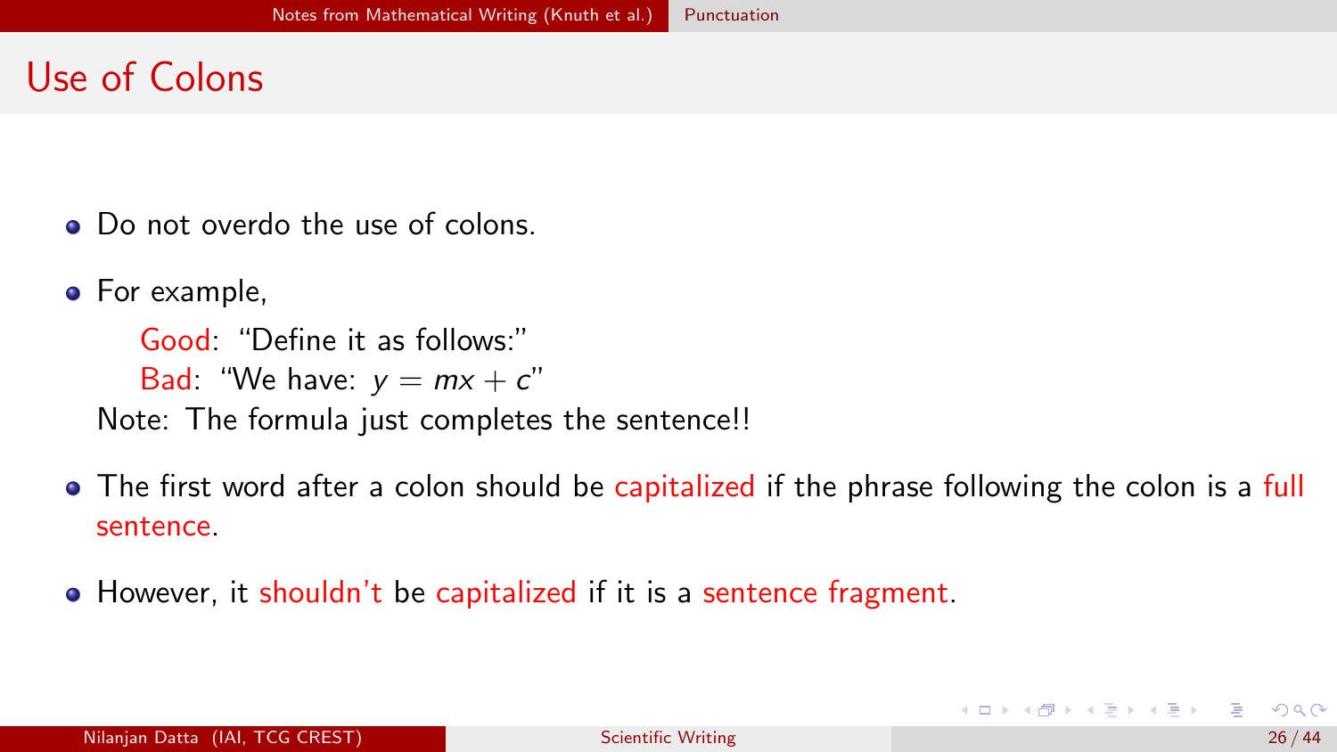# Use of Colons

- Do not overdo the use of colons.
- For example,

  Good: "Define it as follows:"

  Bad: "We have: $y = mx + c$"

  Note: The formula just completes the sentence!!
- The first word after a colon should be capitalized if the phrase following the colon is a full sentence.
- However, it shouldn't be capitalized if it is a sentence fragment.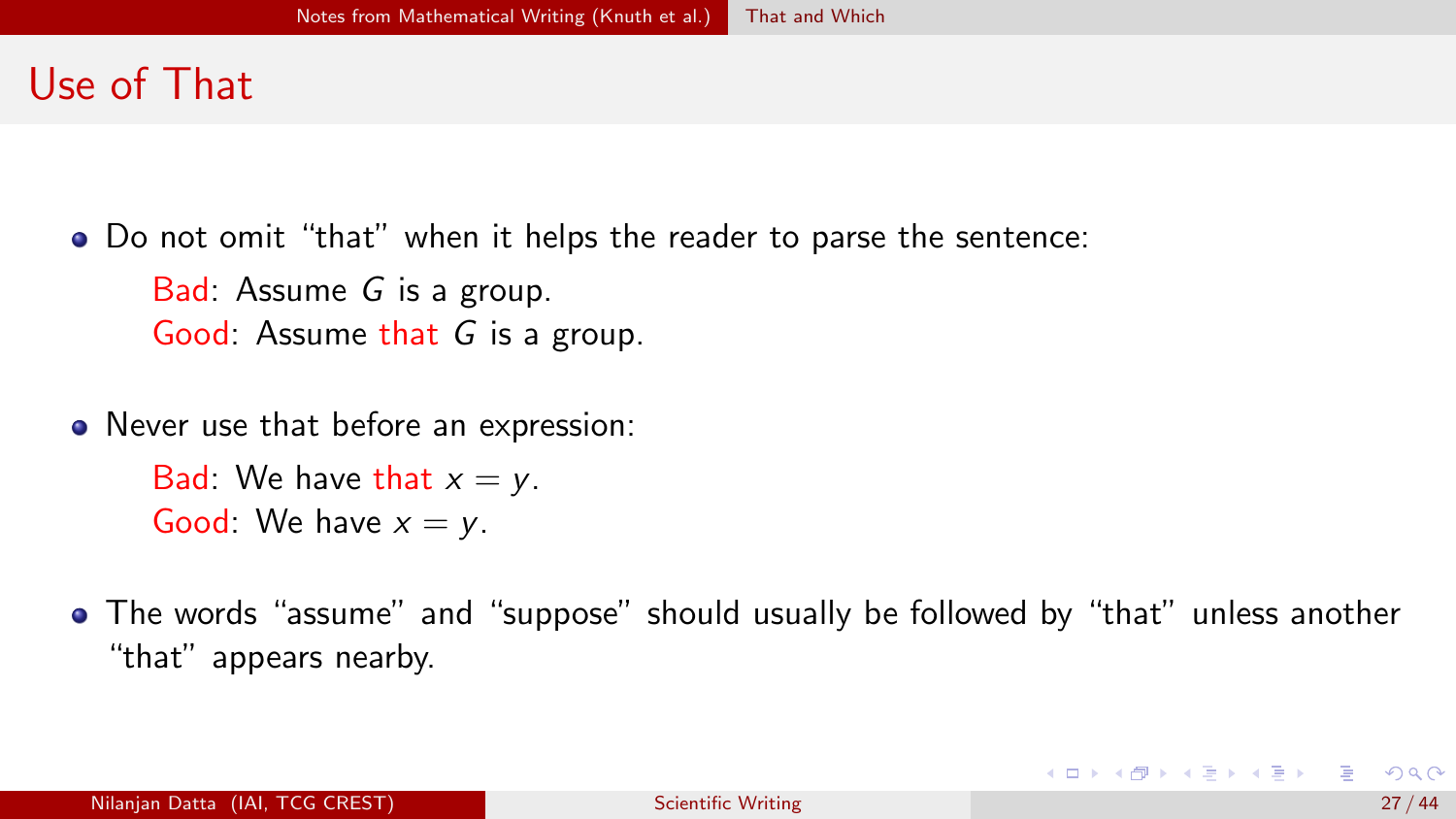# Use of That

- Do not omit "that" when it helps the reader to parse the sentence:

  Bad: Assume $G$ is a group.

  Good: Assume that $G$ is a group.

- Never use that before an expression:

  Bad: We have that $x = y$.

  Good: We have $x = y$.

- The words "assume" and "suppose" should usually be followed by "that" unless another "that" appears nearby.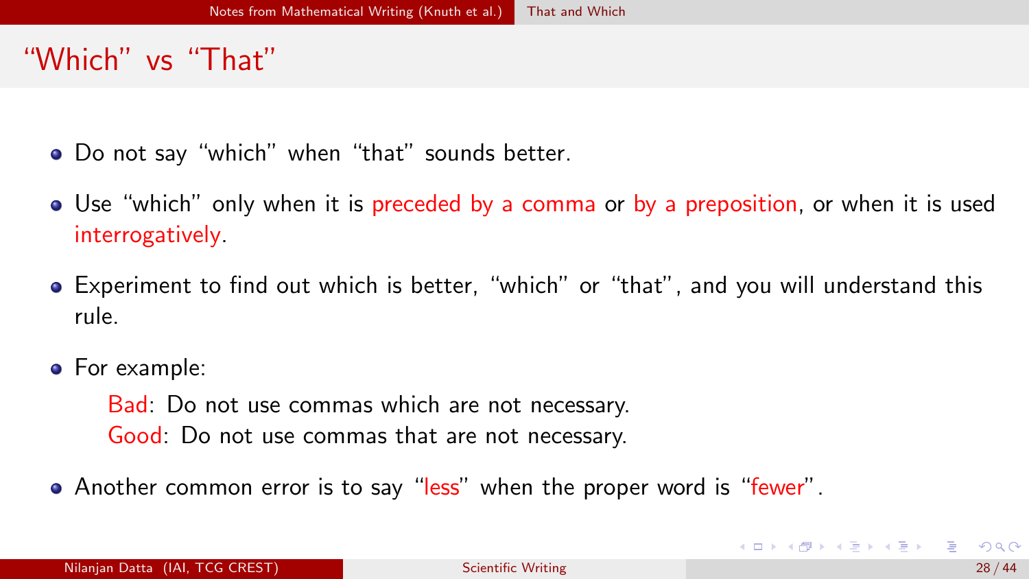# "Which" vs "That"

- Do not say "which" when "that" sounds better.
- Use "which" only when it is preceded by a comma or by a preposition, or when it is used interrogatively.
- Experiment to find out which is better, "which" or "that", and you will understand this rule.
- For example:

  Bad: Do not use commas which are not necessary.

  Good: Do not use commas that are not necessary.

- Another common error is to say "less" when the proper word is "fewer".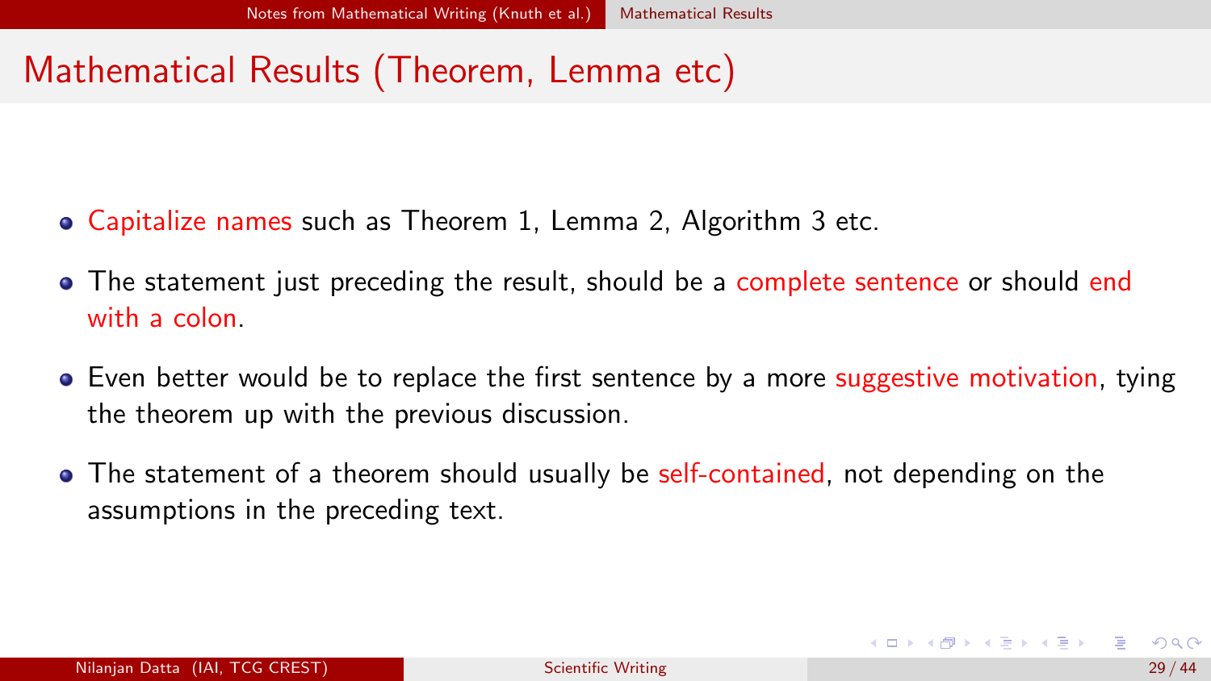# Mathematical Results (Theorem, Lemma etc)

- Capitalize names such as Theorem 1, Lemma 2, Algorithm 3 etc.
- The statement just preceding the result, should be a complete sentence or should end with a colon.
- Even better would be to replace the first sentence by a more suggestive motivation, tying the theorem up with the previous discussion.
- The statement of a theorem should usually be self-contained, not depending on the assumptions in the preceding text.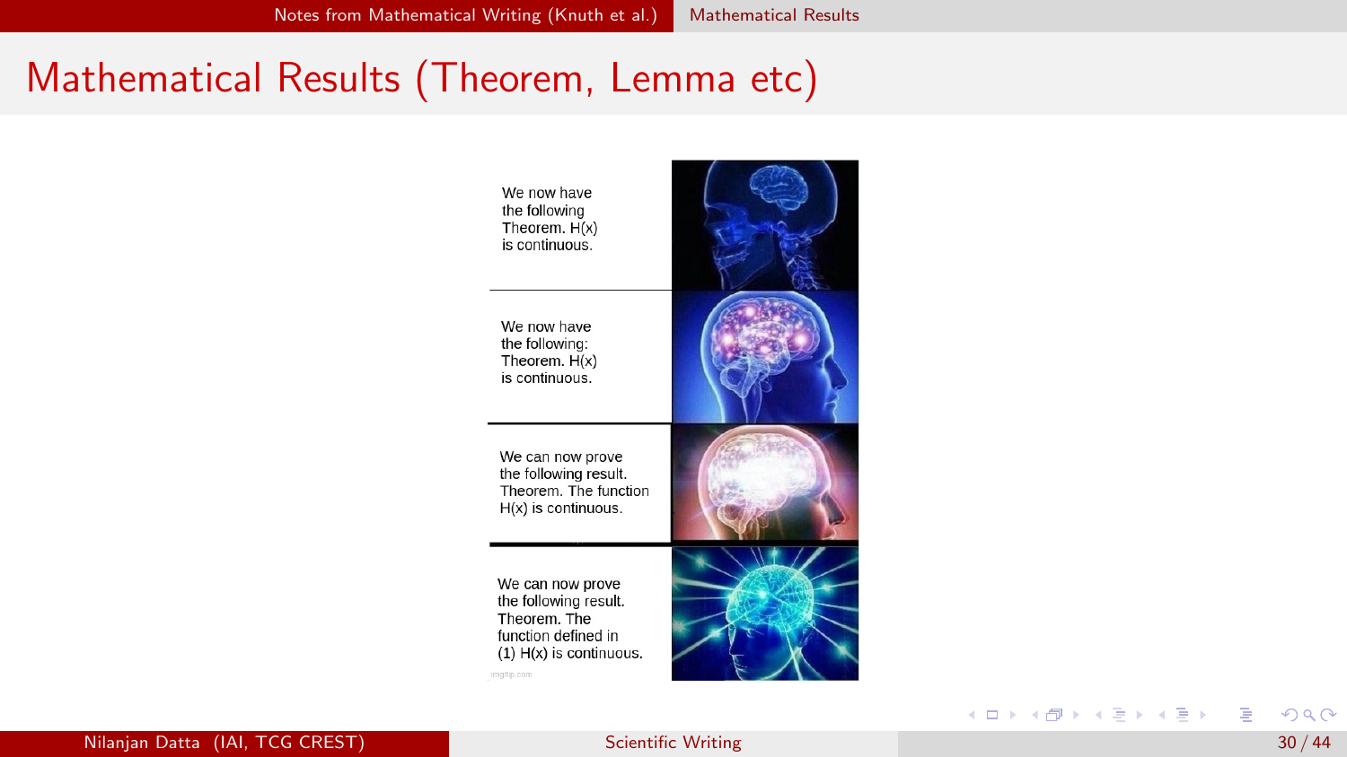# Mathematical Results (Theorem, Lemma etc)

| | |
|---|---|
| We now have the following Theorem. H(x) is continuous. | |
| We now have the following: Theorem. H(x) is continuous. | |
| We can now prove the following result. Theorem. The function H(x) is continuous. | |
| We can now prove the following result. Theorem. The function defined in (1) H(x) is continuous. | |

imgflip.com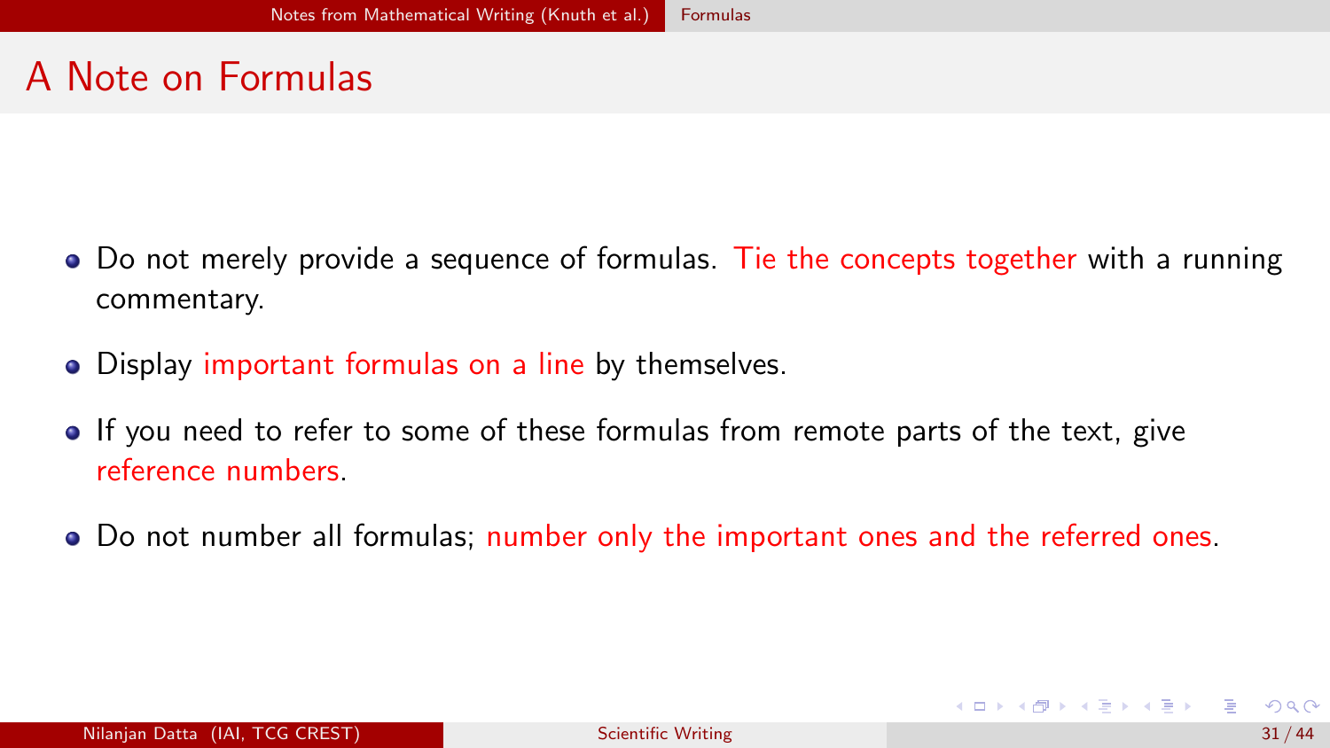# A Note on Formulas

- Do not merely provide a sequence of formulas. Tie the concepts together with a running commentary.
- Display important formulas on a line by themselves.
- If you need to refer to some of these formulas from remote parts of the text, give reference numbers.
- Do not number all formulas; number only the important ones and the referred ones.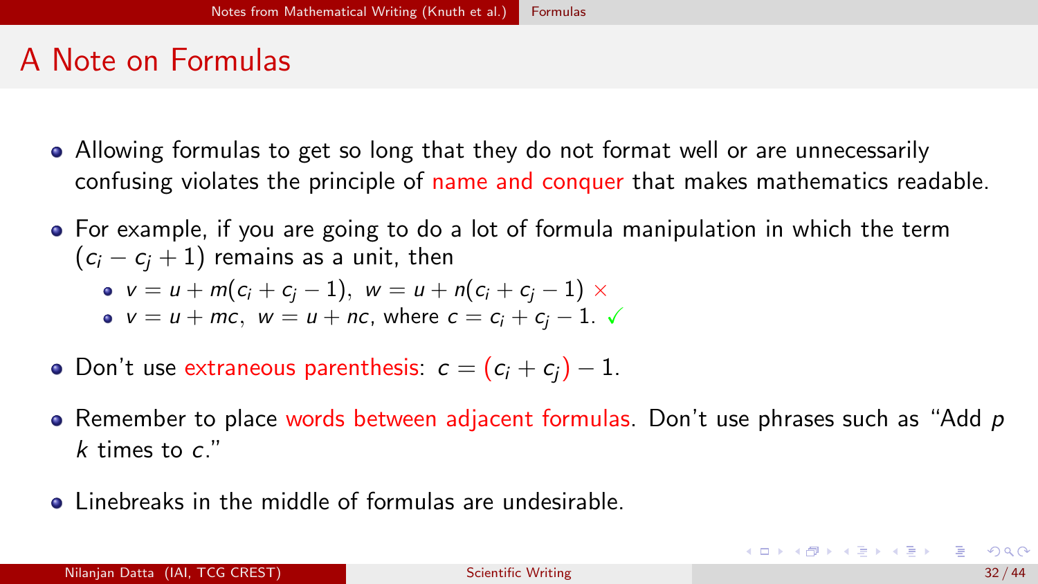# A Note on Formulas

- Allowing formulas to get so long that they do not format well or are unnecessarily confusing violates the principle of name and conquer that makes mathematics readable.
- For example, if you are going to do a lot of formula manipulation in which the term $(c_i - c_j + 1)$ remains as a unit, then
  - $v = u + m(c_i + c_j - 1), \ w = u + n(c_i + c_j - 1)$ ×
  - $v = u + mc, \ w = u + nc$, where $c = c_i + c_j - 1$. ✓
- Don't use extraneous parenthesis: $c = (c_i + c_j) - 1$.
- Remember to place words between adjacent formulas. Don't use phrases such as "Add $p$ $k$ times to $c$."
- Linebreaks in the middle of formulas are undesirable.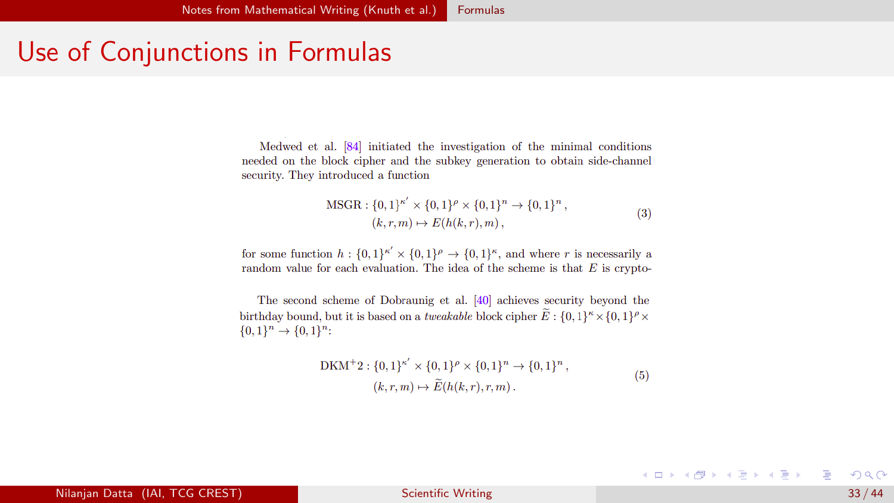# Use of Conjunctions in Formulas

Medwed et al. [84] initiated the investigation of the minimal conditions needed on the block cipher and the subkey generation to obtain side-channel security. They introduced a function

$$
\begin{aligned}
\mathrm{MSGR} : \{0,1\}^{\kappa'} \times \{0,1\}^{\rho} \times \{0,1\}^{n} &\to \{0,1\}^{n}\,, \\
(k, r, m) &\mapsto E(h(k,r), m)\,,
\end{aligned} \tag{3}
$$

for some function $h : \{0,1\}^{\kappa'} \times \{0,1\}^{\rho} \to \{0,1\}^{\kappa}$, and where $r$ is necessarily a random value for each evaluation. The idea of the scheme is that $E$ is crypto-

The second scheme of Dobraunig et al. [40] achieves security beyond the birthday bound, but it is based on a *tweakable* block cipher $\widetilde{E} : \{0,1\}^{\kappa} \times \{0,1\}^{\rho} \times \{0,1\}^{n} \to \{0,1\}^{n}$:

$$
\begin{aligned}
\mathrm{DKM^{+}2} : \{0,1\}^{\kappa'} \times \{0,1\}^{\rho} \times \{0,1\}^{n} &\to \{0,1\}^{n}\,, \\
(k, r, m) &\mapsto \widetilde{E}(h(k,r), r, m)\,.
\end{aligned} \tag{5}
$$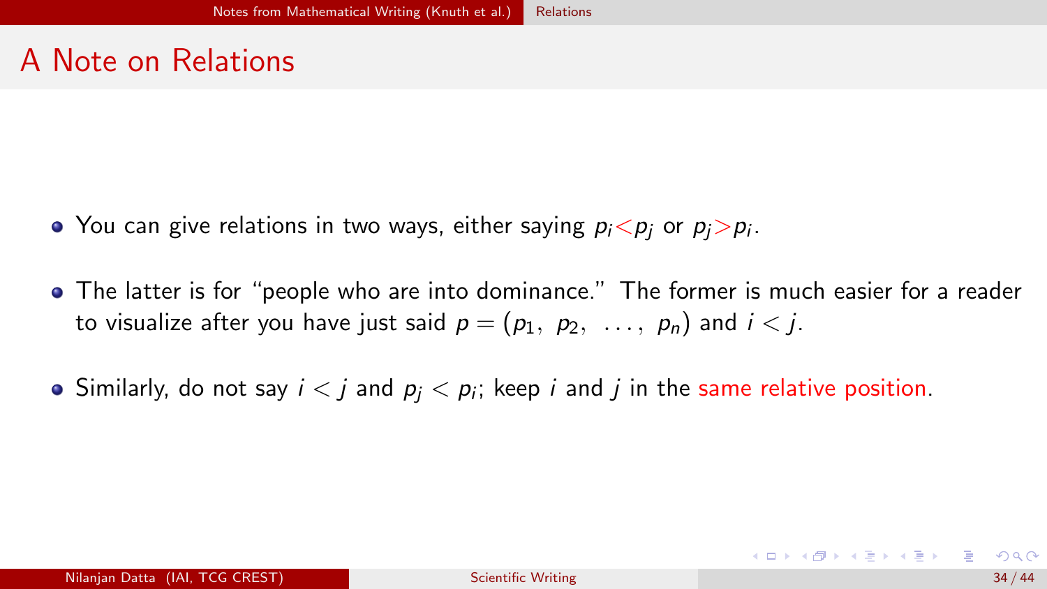# A Note on Relations

- You can give relations in two ways, either saying $p_i < p_j$ or $p_j > p_i$.
- The latter is for "people who are into dominance." The former is much easier for a reader to visualize after you have just said $p = (p_1,\ p_2,\ \ldots,\ p_n)$ and $i < j$.
- Similarly, do not say $i < j$ and $p_j < p_i$; keep $i$ and $j$ in the same relative position.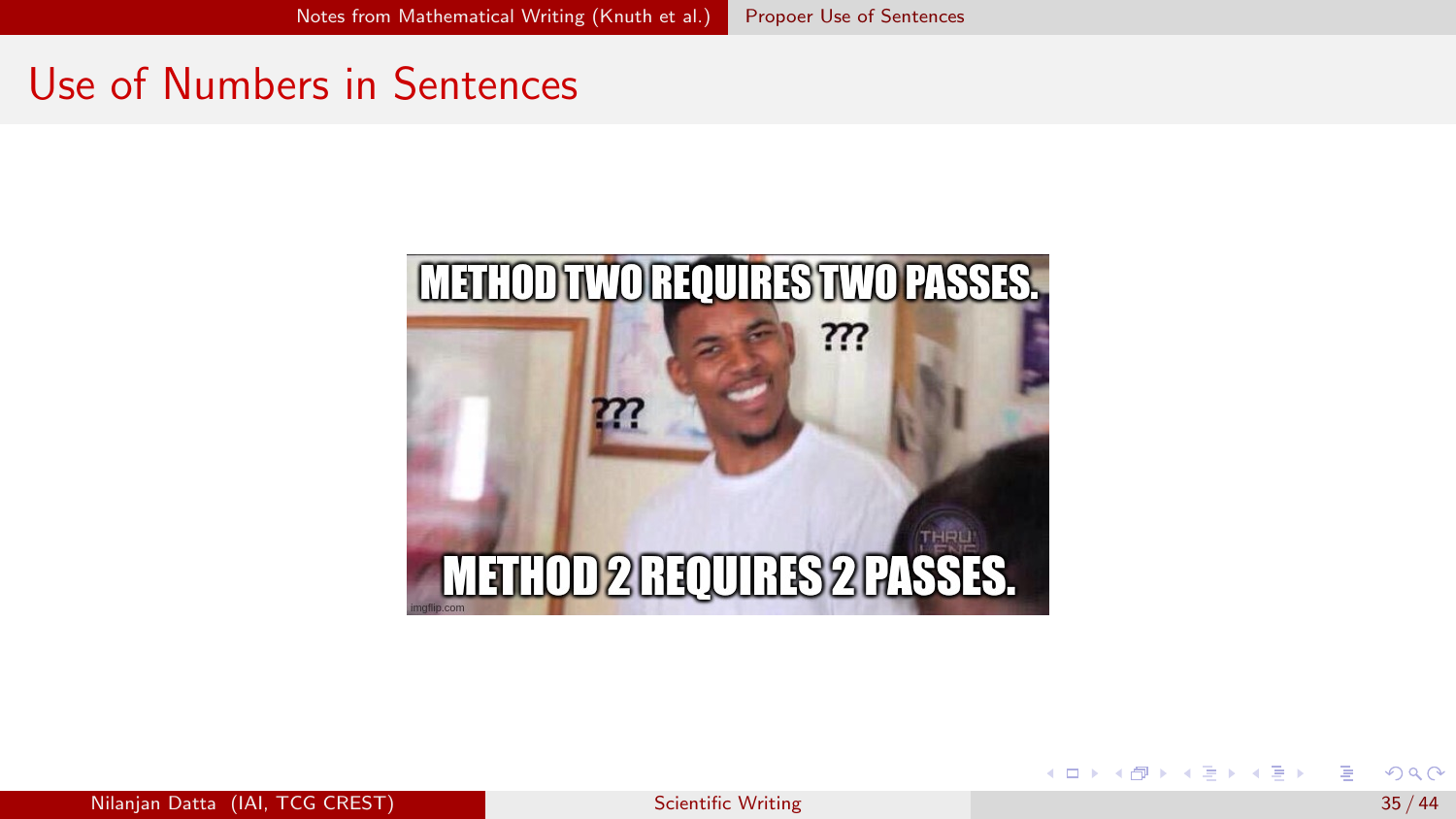# Use of Numbers in Sentences

METHOD TWO REQUIRES TWO PASSES.

METHOD 2 REQUIRES 2 PASSES.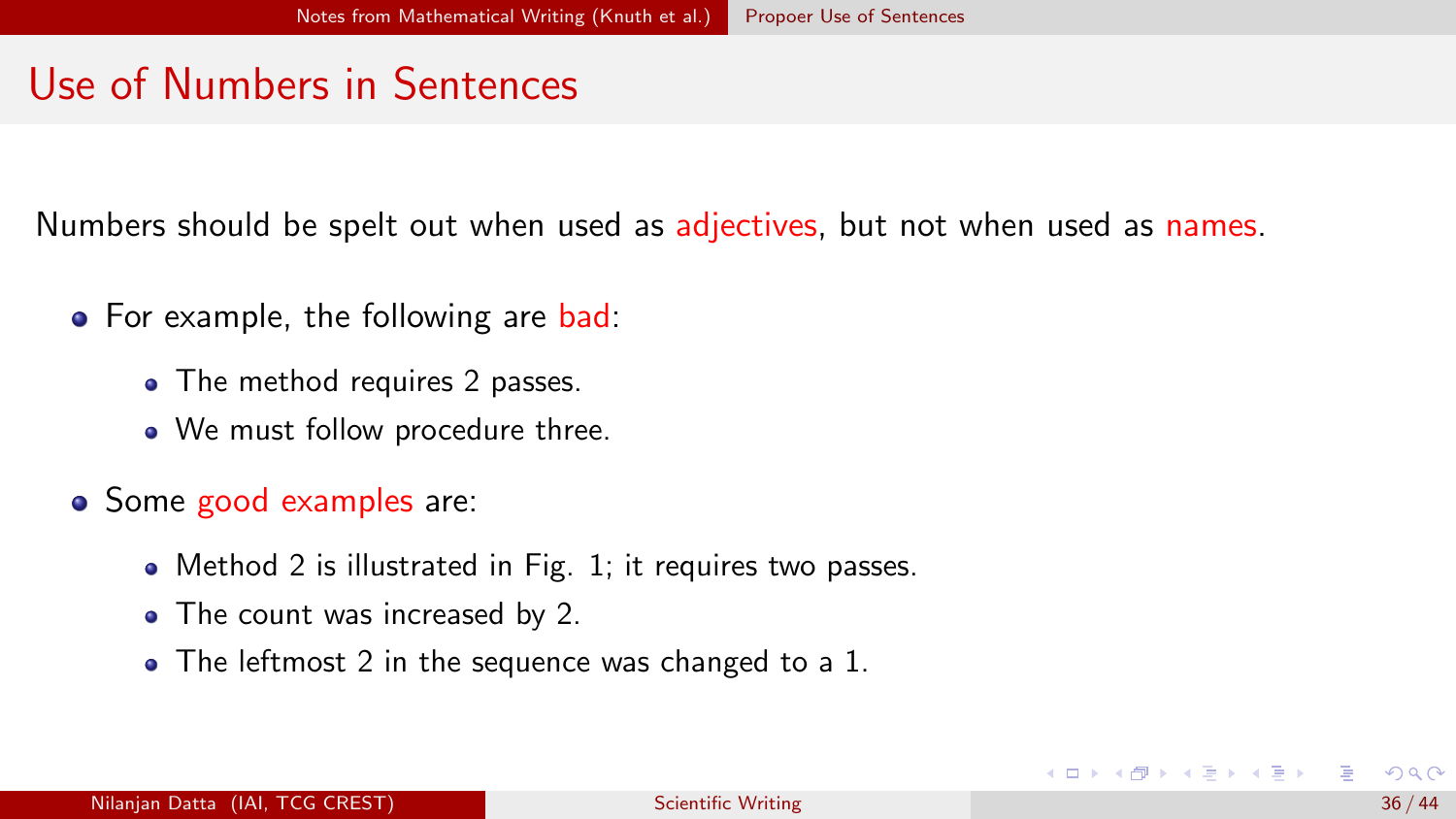# Use of Numbers in Sentences

Numbers should be spelt out when used as adjectives, but not when used as names.

- For example, the following are bad:
  - The method requires 2 passes.
  - We must follow procedure three.
- Some good examples are:
  - Method 2 is illustrated in Fig. 1; it requires two passes.
  - The count was increased by 2.
  - The leftmost 2 in the sequence was changed to a 1.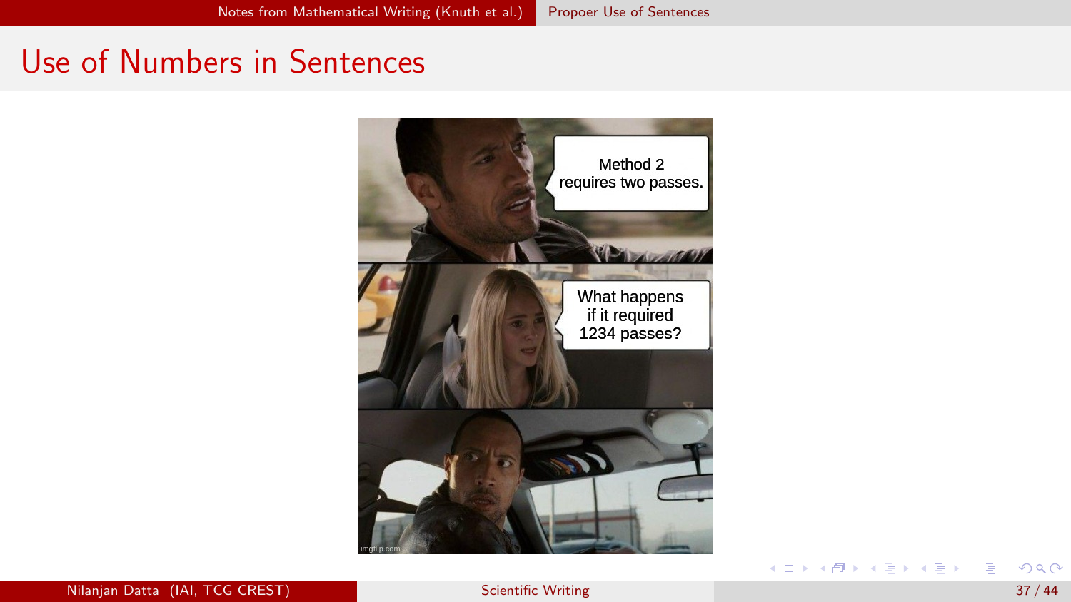# Use of Numbers in Sentences

Method 2 requires two passes.

What happens if it required 1234 passes?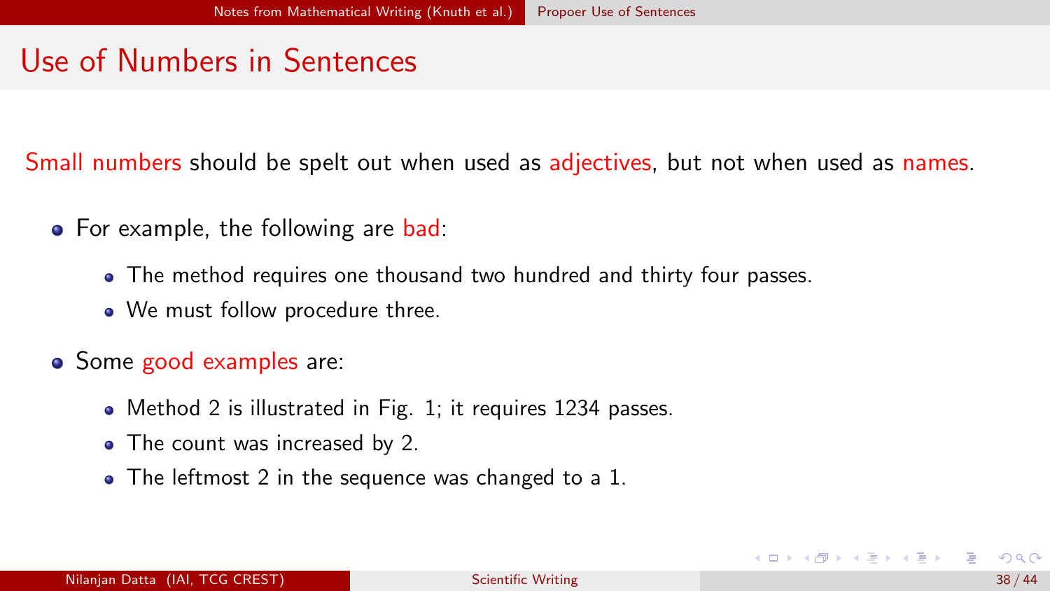# Use of Numbers in Sentences

Small numbers should be spelt out when used as adjectives, but not when used as names.

- For example, the following are bad:
  - The method requires one thousand two hundred and thirty four passes.
  - We must follow procedure three.
- Some good examples are:
  - Method 2 is illustrated in Fig. 1; it requires 1234 passes.
  - The count was increased by 2.
  - The leftmost 2 in the sequence was changed to a 1.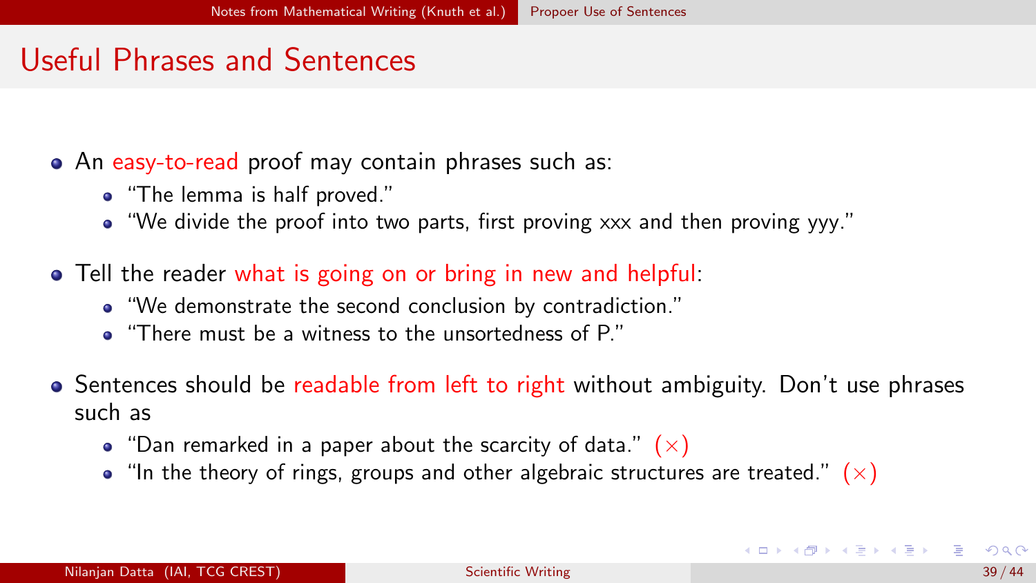## Useful Phrases and Sentences

- An easy-to-read proof may contain phrases such as:
  - "The lemma is half proved."
  - "We divide the proof into two parts, first proving xxx and then proving yyy."
- Tell the reader what is going on or bring in new and helpful:
  - "We demonstrate the second conclusion by contradiction."
  - "There must be a witness to the unsortedness of P."
- Sentences should be readable from left to right without ambiguity. Don't use phrases such as
  - "Dan remarked in a paper about the scarcity of data." ($\times$)
  - "In the theory of rings, groups and other algebraic structures are treated." ($\times$)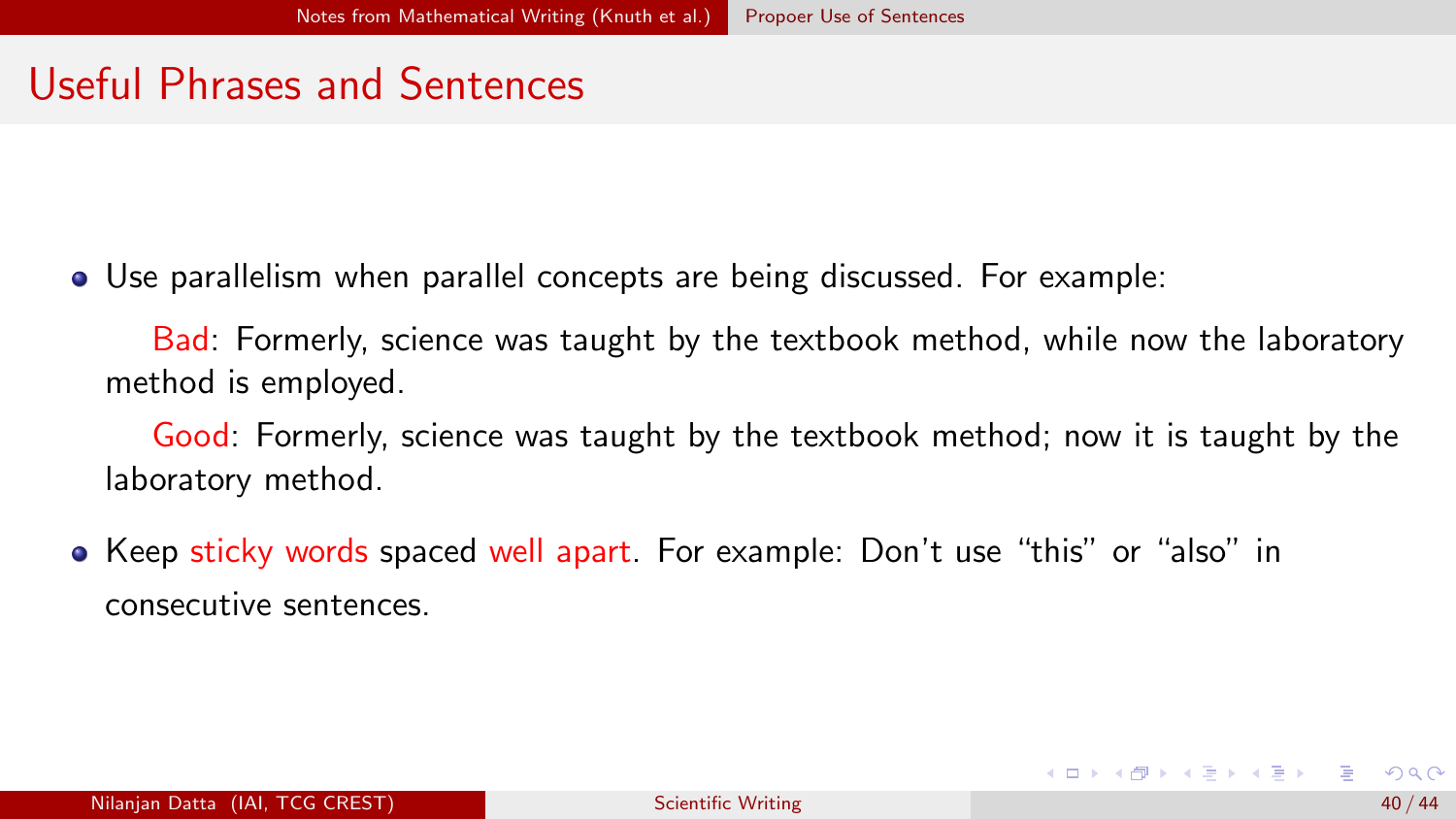## Useful Phrases and Sentences

- Use parallelism when parallel concepts are being discussed. For example:

  Bad: Formerly, science was taught by the textbook method, while now the laboratory method is employed.

  Good: Formerly, science was taught by the textbook method; now it is taught by the laboratory method.

- Keep sticky words spaced well apart. For example: Don't use "this" or "also" in consecutive sentences.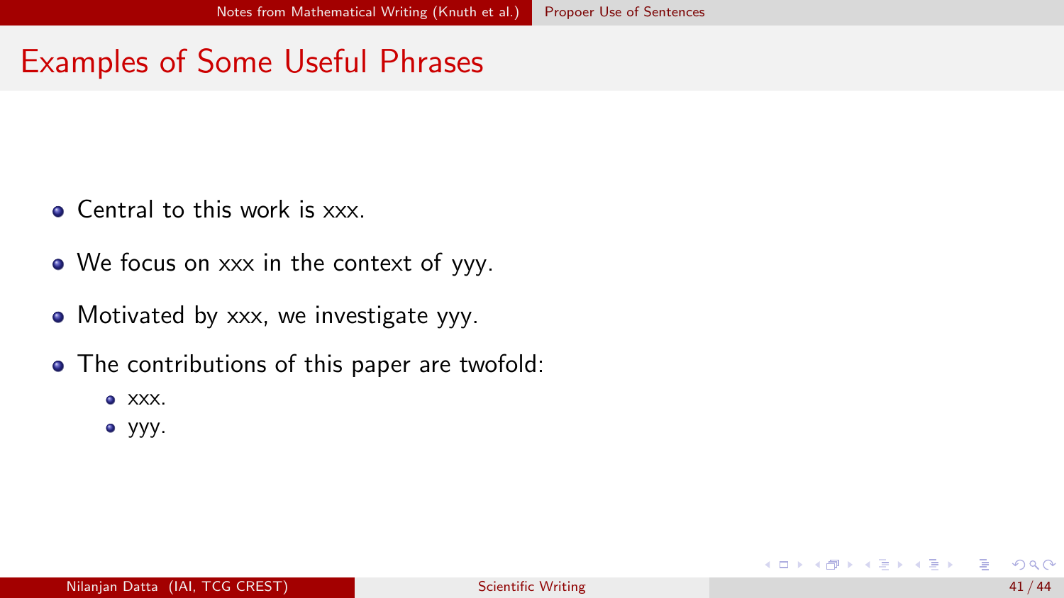## Examples of Some Useful Phrases

- Central to this work is xxx.
- We focus on xxx in the context of yyy.
- Motivated by xxx, we investigate yyy.
- The contributions of this paper are twofold:
  - xxx.
  - yyy.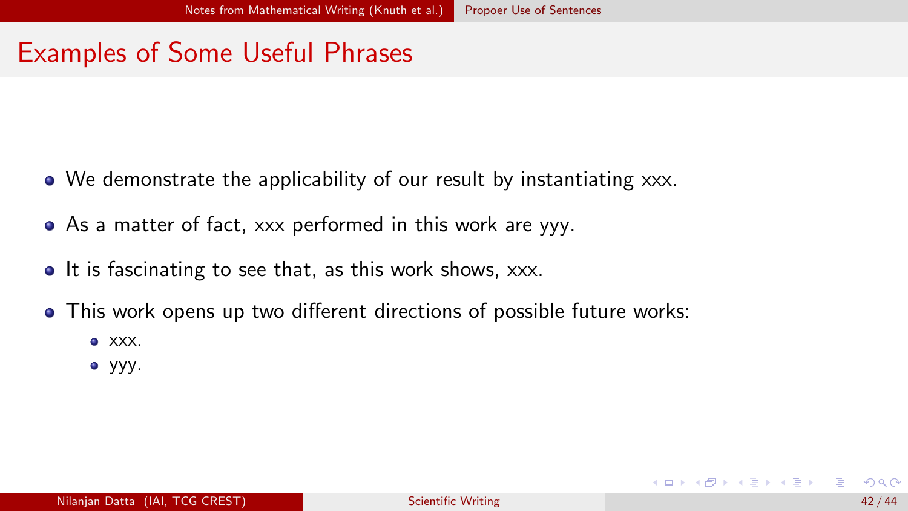# Examples of Some Useful Phrases

- We demonstrate the applicability of our result by instantiating xxx.
- As a matter of fact, xxx performed in this work are yyy.
- It is fascinating to see that, as this work shows, xxx.
- This work opens up two different directions of possible future works:
  - xxx.
  - yyy.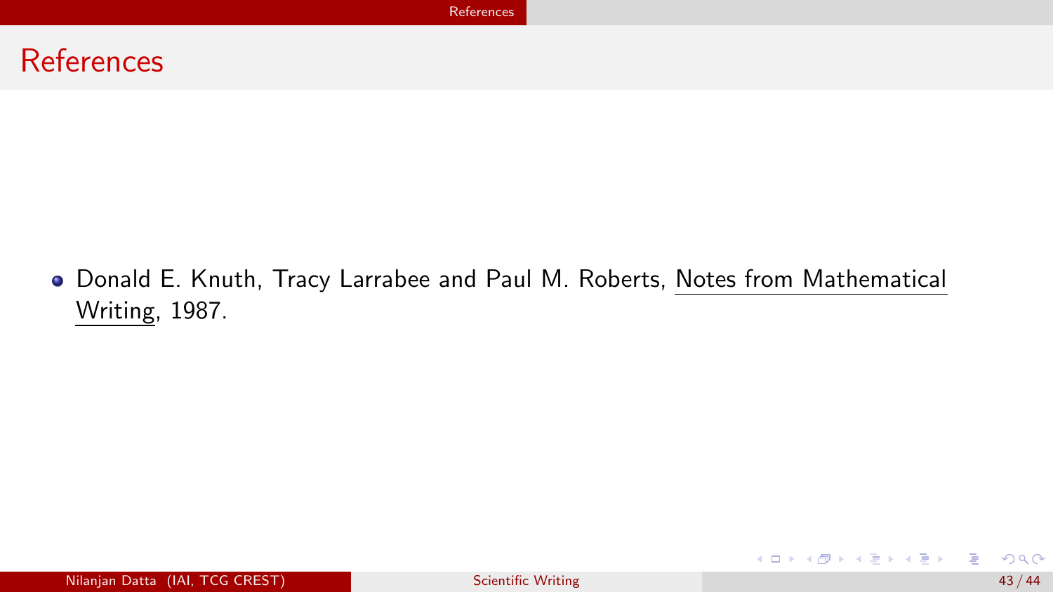# References

- Donald E. Knuth, Tracy Larrabee and Paul M. Roberts, Notes from Mathematical Writing, 1987.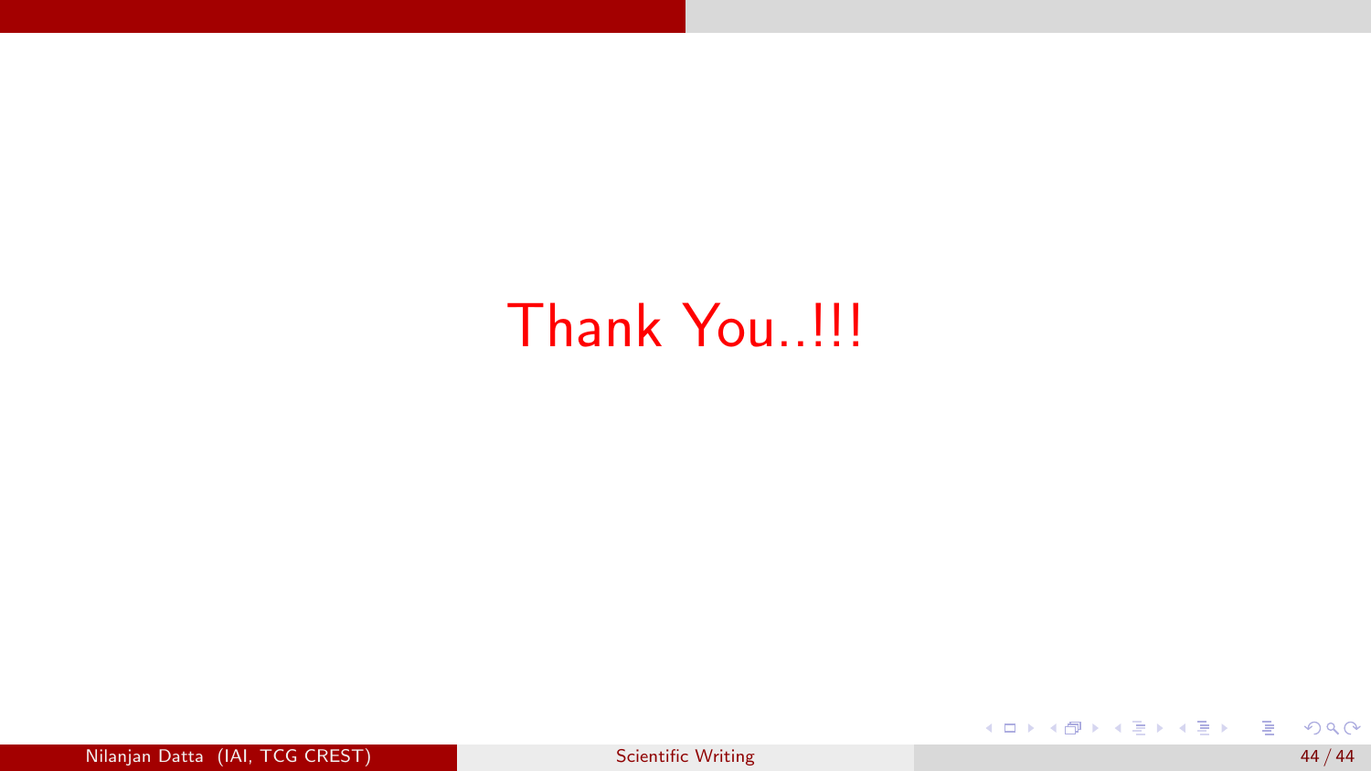Thank You..!!!